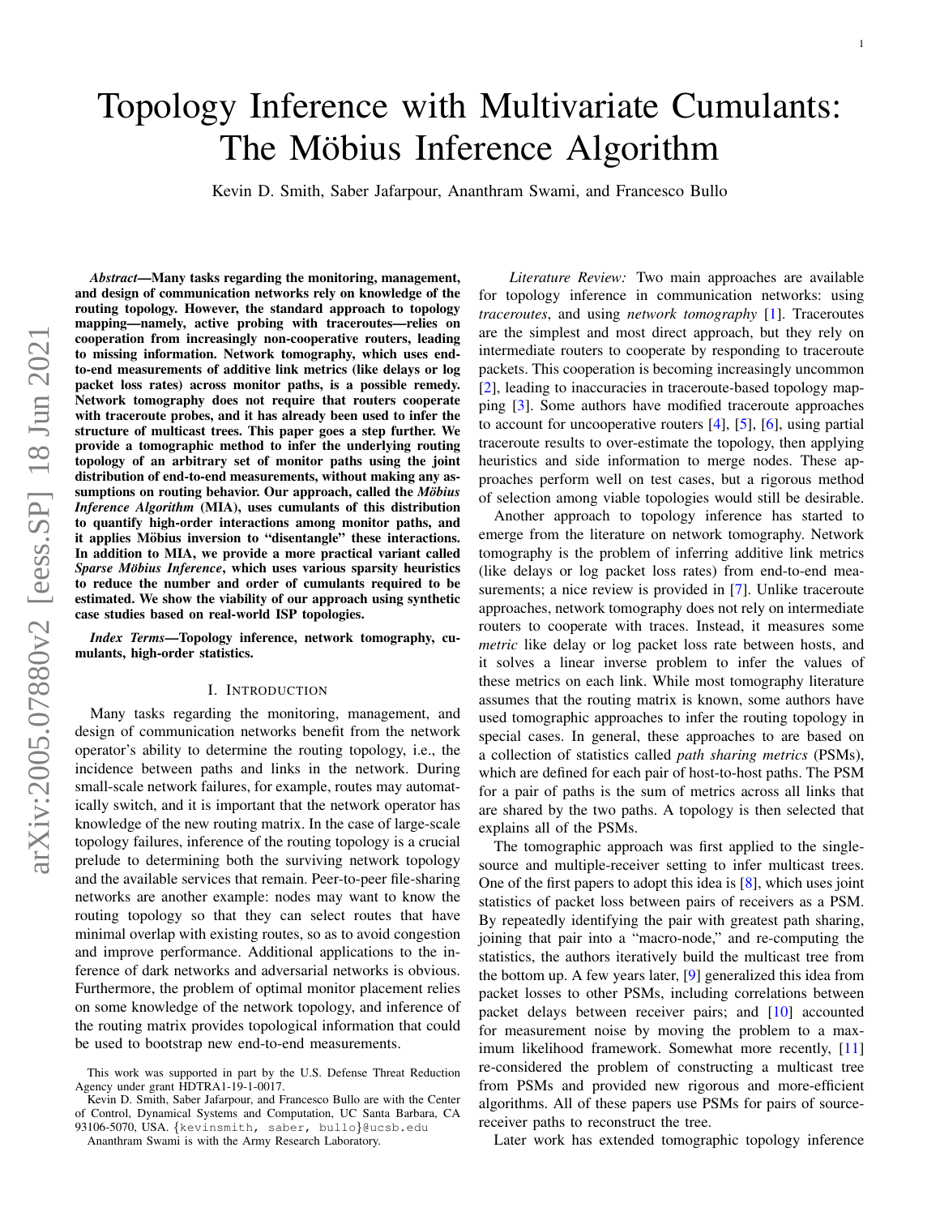# Topology Inference with Multivariate Cumulants: The Möbius Inference Algorithm

Kevin D. Smith, Saber Jafarpour, Ananthram Swami, and Francesco Bullo

***Abstract*—Many tasks regarding the monitoring, management, and design of communication networks rely on knowledge of the routing topology. However, the standard approach to topology mapping—namely, active probing with traceroutes—relies on cooperation from increasingly non-cooperative routers, leading to missing information. Network tomography, which uses end-to-end measurements of additive link metrics (like delays or log packet loss rates) across monitor paths, is a possible remedy. Network tomography does not require that routers cooperate with traceroute probes, and it has already been used to infer the structure of multicast trees. This paper goes a step further. We provide a tomographic method to infer the underlying routing topology of an arbitrary set of monitor paths using the joint distribution of end-to-end measurements, without making any assumptions on routing behavior. Our approach, called the *Möbius Inference Algorithm* (MIA), uses cumulants of this distribution to quantify high-order interactions among monitor paths, and it applies Möbius inversion to "disentangle" these interactions. In addition to MIA, we provide a more practical variant called *Sparse Möbius Inference*, which uses various sparsity heuristics to reduce the number and order of cumulants required to be estimated. We show the viability of our approach using synthetic case studies based on real-world ISP topologies.**

***Index Terms*—Topology inference, network tomography, cumulants, high-order statistics.**

## I. Introduction

Many tasks regarding the monitoring, management, and design of communication networks benefit from the network operator's ability to determine the routing topology, i.e., the incidence between paths and links in the network. During small-scale network failures, for example, routes may automatically switch, and it is important that the network operator has knowledge of the new routing matrix. In the case of large-scale topology failures, inference of the routing topology is a crucial prelude to determining both the surviving network topology and the available services that remain. Peer-to-peer file-sharing networks are another example: nodes may want to know the routing topology so that they can select routes that have minimal overlap with existing routes, so as to avoid congestion and improve performance. Additional applications to the inference of dark networks and adversarial networks is obvious. Furthermore, the problem of optimal monitor placement relies on some knowledge of the network topology, and inference of the routing matrix provides topological information that could be used to bootstrap new end-to-end measurements.

This work was supported in part by the U.S. Defense Threat Reduction Agency under grant HDTRA1-19-1-0017.

Kevin D. Smith, Saber Jafarpour, and Francesco Bullo are with the Center of Control, Dynamical Systems and Computation, UC Santa Barbara, CA 93106-5070, USA. {kevinsmith, saber, bullo}@ucsb.edu

Ananthram Swami is with the Army Research Laboratory.

*Literature Review:* Two main approaches are available for topology inference in communication networks: using *traceroutes*, and using *network tomography* [1]. Traceroutes are the simplest and most direct approach, but they rely on intermediate routers to cooperate by responding to traceroute packets. This cooperation is becoming increasingly uncommon [2], leading to inaccuracies in traceroute-based topology mapping [3]. Some authors have modified traceroute approaches to account for uncooperative routers [4], [5], [6], using partial traceroute results to over-estimate the topology, then applying heuristics and side information to merge nodes. These approaches perform well on test cases, but a rigorous method of selection among viable topologies would still be desirable.

Another approach to topology inference has started to emerge from the literature on network tomography. Network tomography is the problem of inferring additive link metrics (like delays or log packet loss rates) from end-to-end measurements; a nice review is provided in [7]. Unlike traceroute approaches, network tomography does not rely on intermediate routers to cooperate with traces. Instead, it measures some *metric* like delay or log packet loss rate between hosts, and it solves a linear inverse problem to infer the values of these metrics on each link. While most tomography literature assumes that the routing matrix is known, some authors have used tomographic approaches to infer the routing topology in special cases. In general, these approaches to are based on a collection of statistics called *path sharing metrics* (PSMs), which are defined for each pair of host-to-host paths. The PSM for a pair of paths is the sum of metrics across all links that are shared by the two paths. A topology is then selected that explains all of the PSMs.

The tomographic approach was first applied to the single-source and multiple-receiver setting to infer multicast trees. One of the first papers to adopt this idea is [8], which uses joint statistics of packet loss between pairs of receivers as a PSM. By repeatedly identifying the pair with greatest path sharing, joining that pair into a "macro-node," and re-computing the statistics, the authors iteratively build the multicast tree from the bottom up. A few years later, [9] generalized this idea from packet losses to other PSMs, including correlations between packet delays between receiver pairs; and [10] accounted for measurement noise by moving the problem to a maximum likelihood framework. Somewhat more recently, [11] re-considered the problem of constructing a multicast tree from PSMs and provided new rigorous and more-efficient algorithms. All of these papers use PSMs for pairs of source-receiver paths to reconstruct the tree.

Later work has extended tomographic topology inference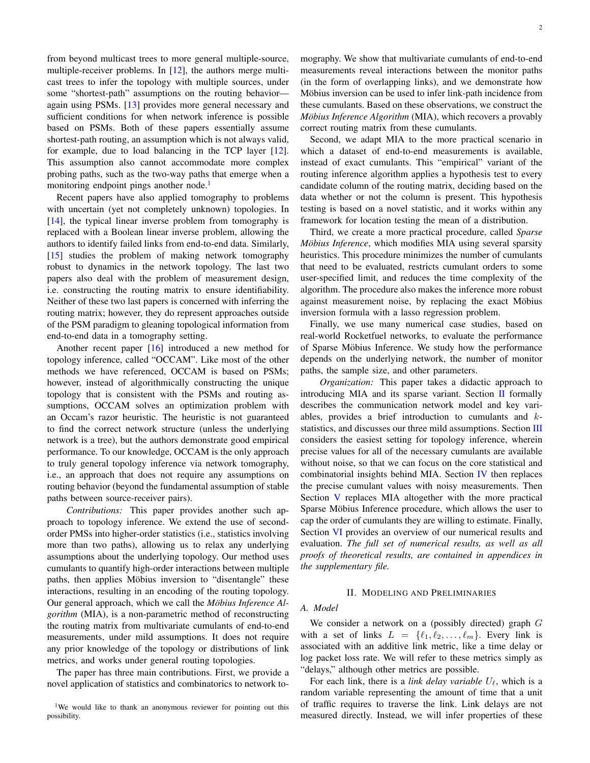from beyond multicast trees to more general multiple-source, multiple-receiver problems. In [12], the authors merge multicast trees to infer the topology with multiple sources, under some "shortest-path" assumptions on the routing behavior—again using PSMs. [13] provides more general necessary and sufficient conditions for when network inference is possible based on PSMs. Both of these papers essentially assume shortest-path routing, an assumption which is not always valid, for example, due to load balancing in the TCP layer [12]. This assumption also cannot accommodate more complex probing paths, such as the two-way paths that emerge when a monitoring endpoint pings another node.[1]

Recent papers have also applied tomography to problems with uncertain (yet not completely unknown) topologies. In [14], the typical linear inverse problem from tomography is replaced with a Boolean linear inverse problem, allowing the authors to identify failed links from end-to-end data. Similarly, [15] studies the problem of making network tomography robust to dynamics in the network topology. The last two papers also deal with the problem of measurement design, i.e. constructing the routing matrix to ensure identifiability. Neither of these two last papers is concerned with inferring the routing matrix; however, they do represent approaches outside of the PSM paradigm to gleaning topological information from end-to-end data in a tomography setting.

Another recent paper [16] introduced a new method for topology inference, called "OCCAM". Like most of the other methods we have referenced, OCCAM is based on PSMs; however, instead of algorithmically constructing the unique topology that is consistent with the PSMs and routing assumptions, OCCAM solves an optimization problem with an Occam's razor heuristic. The heuristic is not guaranteed to find the correct network structure (unless the underlying network is a tree), but the authors demonstrate good empirical performance. To our knowledge, OCCAM is the only approach to truly general topology inference via network tomography, i.e., an approach that does not require any assumptions on routing behavior (beyond the fundamental assumption of stable paths between source-receiver pairs).

*Contributions:* This paper provides another such approach to topology inference. We extend the use of second-order PMSs into higher-order statistics (i.e., statistics involving more than two paths), allowing us to relax any underlying assumptions about the underlying topology. Our method uses cumulants to quantify high-order interactions between multiple paths, then applies Möbius inversion to "disentangle" these interactions, resulting in an encoding of the routing topology. Our general approach, which we call the *Möbius Inference Algorithm* (MIA), is a non-parametric method of reconstructing the routing matrix from multivariate cumulants of end-to-end measurements, under mild assumptions. It does not require any prior knowledge of the topology or distributions of link metrics, and works under general routing topologies.

The paper has three main contributions. First, we provide a novel application of statistics and combinatorics to network tomography. We show that multivariate cumulants of end-to-end measurements reveal interactions between the monitor paths (in the form of overlapping links), and we demonstrate how Möbius inversion can be used to infer link-path incidence from these cumulants. Based on these observations, we construct the *Möbius Inference Algorithm* (MIA), which recovers a provably correct routing matrix from these cumulants.

Second, we adapt MIA to the more practical scenario in which a dataset of end-to-end measurements is available, instead of exact cumulants. This "empirical" variant of the routing inference algorithm applies a hypothesis test to every candidate column of the routing matrix, deciding based on the data whether or not the column is present. This hypothesis testing is based on a novel statistic, and it works within any framework for location testing the mean of a distribution.

Third, we create a more practical procedure, called *Sparse Möbius Inference*, which modifies MIA using several sparsity heuristics. This procedure minimizes the number of cumulants that need to be evaluated, restricts cumulant orders to some user-specified limit, and reduces the time complexity of the algorithm. The procedure also makes the inference more robust against measurement noise, by replacing the exact Möbius inversion formula with a lasso regression problem.

Finally, we use many numerical case studies, based on real-world Rocketfuel networks, to evaluate the performance of Sparse Möbius Inference. We study how the performance depends on the underlying network, the number of monitor paths, the sample size, and other parameters.

*Organization:* This paper takes a didactic approach to introducing MIA and its sparse variant. Section II formally describes the communication network model and key variables, provides a brief introduction to cumulants and $k$-statistics, and discusses our three mild assumptions. Section III considers the easiest setting for topology inference, wherein precise values for all of the necessary cumulants are available without noise, so that we can focus on the core statistical and combinatorial insights behind MIA. Section IV then replaces the precise cumulant values with noisy measurements. Then Section V replaces MIA altogether with the more practical Sparse Möbius Inference procedure, which allows the user to cap the order of cumulants they are willing to estimate. Finally, Section VI provides an overview of our numerical results and evaluation. *The full set of numerical results, as well as all proofs of theoretical results, are contained in appendices in the supplementary file.*

## II. Modeling and Preliminaries

### A. Model

We consider a network on a (possibly directed) graph $G$ with a set of links $L = \{\ell_1, \ell_2, \ldots, \ell_m\}$. Every link is associated with an additive link metric, like a time delay or log packet loss rate. We will refer to these metrics simply as "delays," although other metrics are possible.

For each link, there is a *link delay variable* $U_\ell$, which is a random variable representing the amount of time that a unit of traffic requires to traverse the link. Link delays are not measured directly. Instead, we will infer properties of these

[1] We would like to thank an anonymous reviewer for pointing out this possibility.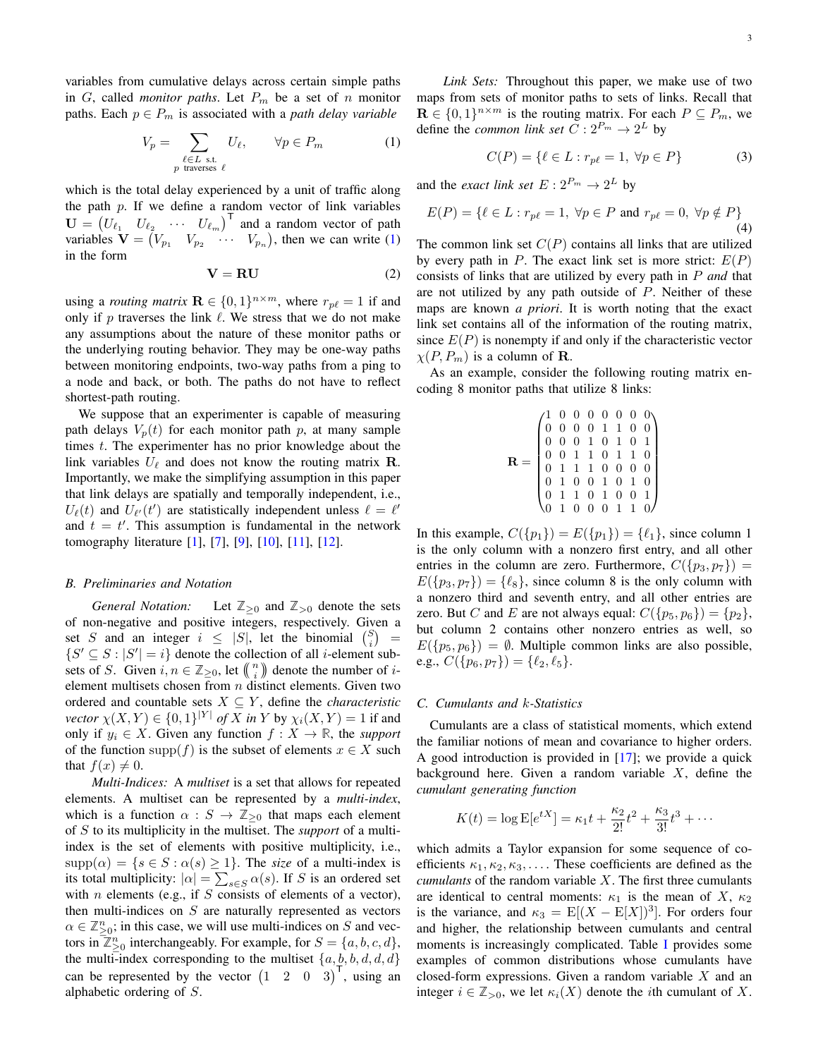variables from cumulative delays across certain simple paths in $G$, called *monitor paths*. Let $P_m$ be a set of $n$ monitor paths. Each $p \in P_m$ is associated with a *path delay variable*

$$V_p = \sum_{\substack{\ell \in L \text{ s.t.} \\ p \text{ traverses } \ell}} U_\ell, \qquad \forall p \in P_m \tag{1}$$

which is the total delay experienced by a unit of traffic along the path $p$. If we define a random vector of link variables $\mathbf{U} = \begin{pmatrix} U_{\ell_1} & U_{\ell_2} & \cdots & U_{\ell_m} \end{pmatrix}^\mathsf{T}$ and a random vector of path variables $\mathbf{V} = \begin{pmatrix} V_{p_1} & V_{p_2} & \cdots & V_{p_n} \end{pmatrix}$, then we can write (1) in the form

$$\mathbf{V} = \mathbf{R}\mathbf{U} \tag{2}$$

using a *routing matrix* $\mathbf{R} \in \{0,1\}^{n \times m}$, where $r_{p\ell} = 1$ if and only if $p$ traverses the link $\ell$. We stress that we do not make any assumptions about the nature of these monitor paths or the underlying routing behavior. They may be one-way paths between monitoring endpoints, two-way paths from a ping to a node and back, or both. The paths do not have to reflect shortest-path routing.

We suppose that an experimenter is capable of measuring path delays $V_p(t)$ for each monitor path $p$, at many sample times $t$. The experimenter has no prior knowledge about the link variables $U_\ell$ and does not know the routing matrix $\mathbf{R}$. Importantly, we make the simplifying assumption in this paper that link delays are spatially and temporally independent, i.e., $U_\ell(t)$ and $U_{\ell'}(t')$ are statistically independent unless $\ell = \ell'$ and $t = t'$. This assumption is fundamental in the network tomography literature [1], [7], [9], [10], [11], [12].

### B. Preliminaries and Notation

*General Notation:* Let $\mathbb{Z}_{\geq 0}$ and $\mathbb{Z}_{>0}$ denote the sets of non-negative and positive integers, respectively. Given a set $S$ and an integer $i \leq |S|$, let the binomial $\binom{S}{i} = \{S' \subseteq S : |S'| = i\}$ denote the collection of all $i$-element subsets of $S$. Given $i, n \in \mathbb{Z}_{\geq 0}$, let $\left(\!\binom{n}{i}\!\right)$ denote the number of $i$-element multisets chosen from $n$ distinct elements. Given two ordered and countable sets $X \subseteq Y$, define the *characteristic vector* $\chi(X,Y) \in \{0,1\}^{|Y|}$ *of* $X$ *in* $Y$ by $\chi_i(X,Y) = 1$ if and only if $y_i \in X$. Given any function $f : X \to \mathbb{R}$, the *support* of the function $\operatorname{supp}(f)$ is the subset of elements $x \in X$ such that $f(x) \neq 0$.

*Multi-Indices:* A *multiset* is a set that allows for repeated elements. A multiset can be represented by a *multi-index*, which is a function $\alpha : S \to \mathbb{Z}_{\geq 0}$ that maps each element of $S$ to its multiplicity in the multiset. The *support* of a multi-index is the set of elements with positive multiplicity, i.e., $\operatorname{supp}(\alpha) = \{s \in S : \alpha(s) \geq 1\}$. The *size* of a multi-index is its total multiplicity: $|\alpha| = \sum_{s \in S} \alpha(s)$. If $S$ is an ordered set with $n$ elements (e.g., if $S$ consists of elements of a vector), then multi-indices on $S$ are naturally represented as vectors $\alpha \in \mathbb{Z}^n_{\geq 0}$; in this case, we will use multi-indices on $S$ and vectors in $\mathbb{Z}^n_{\geq 0}$ interchangeably. For example, for $S = \{a,b,c,d\}$, the multi-index corresponding to the multiset $\{a,b,b,d,d,d\}$ can be represented by the vector $\begin{pmatrix} 1 & 2 & 0 & 3 \end{pmatrix}^\mathsf{T}$, using an alphabetic ordering of $S$.

*Link Sets:* Throughout this paper, we make use of two maps from sets of monitor paths to sets of links. Recall that $\mathbf{R} \in \{0,1\}^{n \times m}$ is the routing matrix. For each $P \subseteq P_m$, we define the *common link set* $C : 2^{P_m} \to 2^L$ by

$$C(P) = \{\ell \in L : r_{p\ell} = 1, \ \forall p \in P\} \tag{3}$$

and the *exact link set* $E : 2^{P_m} \to 2^L$ by

$$E(P) = \{\ell \in L : r_{p\ell} = 1, \ \forall p \in P \text{ and } r_{p\ell} = 0, \ \forall p \notin P\} \tag{4}$$

The common link set $C(P)$ contains all links that are utilized by every path in $P$. The exact link set is more strict: $E(P)$ consists of links that are utilized by every path in $P$ *and* that are not utilized by any path outside of $P$. Neither of these maps are known *a priori*. It is worth noting that the exact link set contains all of the information of the routing matrix, since $E(P)$ is nonempty if and only if the characteristic vector $\chi(P, P_m)$ is a column of $\mathbf{R}$.

As an example, consider the following routing matrix encoding 8 monitor paths that utilize 8 links:

$$\mathbf{R} = \begin{pmatrix}
1 & 0 & 0 & 0 & 0 & 0 & 0 & 0 \\
0 & 0 & 0 & 0 & 1 & 1 & 0 & 0 \\
0 & 0 & 0 & 1 & 0 & 1 & 0 & 1 \\
0 & 0 & 1 & 1 & 0 & 1 & 1 & 0 \\
0 & 1 & 1 & 1 & 0 & 0 & 0 & 0 \\
0 & 1 & 0 & 0 & 1 & 0 & 1 & 0 \\
0 & 1 & 1 & 0 & 1 & 0 & 0 & 1 \\
0 & 1 & 0 & 0 & 0 & 1 & 1 & 0
\end{pmatrix}$$

In this example, $C(\{p_1\}) = E(\{p_1\}) = \{\ell_1\}$, since column 1 is the only column with a nonzero first entry, and all other entries in the column are zero. Furthermore, $C(\{p_3, p_7\}) = E(\{p_3, p_7\}) = \{\ell_8\}$, since column 8 is the only column with a nonzero third and seventh entry, and all other entries are zero. But $C$ and $E$ are not always equal: $C(\{p_5, p_6\}) = \{p_2\}$, but column 2 contains other nonzero entries as well, so $E(\{p_5, p_6\}) = \emptyset$. Multiple common links are also possible, e.g., $C(\{p_6, p_7\}) = \{\ell_2, \ell_5\}$.

### C. Cumulants and $k$-Statistics

Cumulants are a class of statistical moments, which extend the familiar notions of mean and covariance to higher orders. A good introduction is provided in [17]; we provide a quick background here. Given a random variable $X$, define the *cumulant generating function*

$$K(t) = \log \mathrm{E}[e^{tX}] = \kappa_1 t + \frac{\kappa_2}{2!} t^2 + \frac{\kappa_3}{3!} t^3 + \cdots$$

which admits a Taylor expansion for some sequence of coefficients $\kappa_1, \kappa_2, \kappa_3, \ldots$. These coefficients are defined as the *cumulants* of the random variable $X$. The first three cumulants are identical to central moments: $\kappa_1$ is the mean of $X$, $\kappa_2$ is the variance, and $\kappa_3 = \mathrm{E}[(X - \mathrm{E}[X])^3]$. For orders four and higher, the relationship between cumulants and central moments is increasingly complicated. Table I provides some examples of common distributions whose cumulants have closed-form expressions. Given a random variable $X$ and an integer $i \in \mathbb{Z}_{>0}$, we let $\kappa_i(X)$ denote the $i$th cumulant of $X$.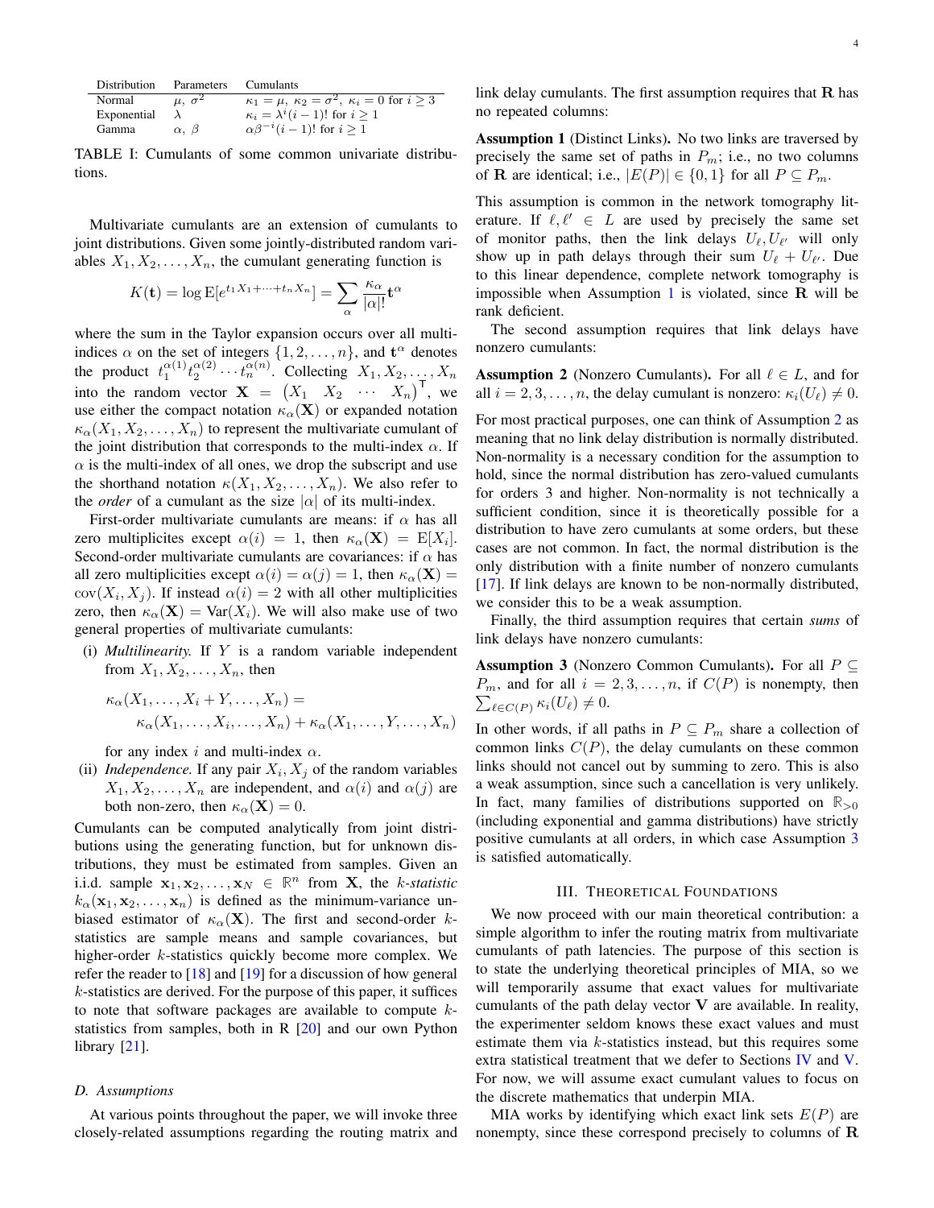| Distribution | Parameters | Cumulants |
| --- | --- | --- |
| Normal | $\mu,\ \sigma^2$ | $\kappa_1 = \mu,\ \kappa_2 = \sigma^2,\ \kappa_i = 0$ for $i \geq 3$ |
| Exponential | $\lambda$ | $\kappa_i = \lambda^i (i-1)!$ for $i \geq 1$ |
| Gamma | $\alpha,\ \beta$ | $\alpha\beta^{-i}(i-1)!$ for $i \geq 1$ |

TABLE I: Cumulants of some common univariate distributions.

Multivariate cumulants are an extension of cumulants to joint distributions. Given some jointly-distributed random variables $X_1, X_2, \ldots, X_n$, the cumulant generating function is

$$K(\mathbf{t}) = \log \mathrm{E}[e^{t_1 X_1 + \cdots + t_n X_n}] = \sum_{\alpha} \frac{\kappa_\alpha}{|\alpha|!} \mathbf{t}^\alpha$$

where the sum in the Taylor expansion occurs over all multi-indices $\alpha$ on the set of integers $\{1, 2, \ldots, n\}$, and $\mathbf{t}^\alpha$ denotes the product $t_1^{\alpha(1)} t_2^{\alpha(2)} \cdots t_n^{\alpha(n)}$. Collecting $X_1, X_2, \ldots, X_n$ into the random vector $\mathbf{X} = \begin{pmatrix} X_1 & X_2 & \cdots & X_n \end{pmatrix}^\mathsf{T}$, we use either the compact notation $\kappa_\alpha(\mathbf{X})$ or expanded notation $\kappa_\alpha(X_1, X_2, \ldots, X_n)$ to represent the multivariate cumulant of the joint distribution that corresponds to the multi-index $\alpha$. If $\alpha$ is the multi-index of all ones, we drop the subscript and use the shorthand notation $\kappa(X_1, X_2, \ldots, X_n)$. We also refer to the *order* of a cumulant as the size $|\alpha|$ of its multi-index.

First-order multivariate cumulants are means: if $\alpha$ has all zero multiplicites except $\alpha(i) = 1$, then $\kappa_\alpha(\mathbf{X}) = \mathrm{E}[X_i]$. Second-order multivariate cumulants are covariances: if $\alpha$ has all zero multiplicities except $\alpha(i) = \alpha(j) = 1$, then $\kappa_\alpha(\mathbf{X}) = \mathrm{cov}(X_i, X_j)$. If instead $\alpha(i) = 2$ with all other multiplicities zero, then $\kappa_\alpha(\mathbf{X}) = \mathrm{Var}(X_i)$. We will also make use of two general properties of multivariate cumulants:

(i) *Multilinearity.* If $Y$ is a random variable independent from $X_1, X_2, \ldots, X_n$, then

$$\kappa_\alpha(X_1, \ldots, X_i + Y, \ldots, X_n) = \kappa_\alpha(X_1, \ldots, X_i, \ldots, X_n) + \kappa_\alpha(X_1, \ldots, Y, \ldots, X_n)$$

for any index $i$ and multi-index $\alpha$.

(ii) *Independence.* If any pair $X_i, X_j$ of the random variables $X_1, X_2, \ldots, X_n$ are independent, and $\alpha(i)$ and $\alpha(j)$ are both non-zero, then $\kappa_\alpha(\mathbf{X}) = 0$.

Cumulants can be computed analytically from joint distributions using the generating function, but for unknown distributions, they must be estimated from samples. Given an i.i.d. sample $\mathbf{x}_1, \mathbf{x}_2, \ldots, \mathbf{x}_N \in \mathbb{R}^n$ from $\mathbf{X}$, the *k-statistic* $k_\alpha(\mathbf{x}_1, \mathbf{x}_2, \ldots, \mathbf{x}_n)$ is defined as the minimum-variance unbiased estimator of $\kappa_\alpha(\mathbf{X})$. The first and second-order $k$-statistics are sample means and sample covariances, but higher-order $k$-statistics quickly become more complex. We refer the reader to [18] and [19] for a discussion of how general $k$-statistics are derived. For the purpose of this paper, it suffices to note that software packages are available to compute $k$-statistics from samples, both in R [20] and our own Python library [21].

### D. Assumptions

At various points throughout the paper, we will invoke three closely-related assumptions regarding the routing matrix and link delay cumulants. The first assumption requires that $\mathbf{R}$ has no repeated columns:

**Assumption 1** (Distinct Links)**.** No two links are traversed by precisely the same set of paths in $P_m$; i.e., no two columns of $\mathbf{R}$ are identical; i.e., $|E(P)| \in \{0, 1\}$ for all $P \subseteq P_m$.

This assumption is common in the network tomography literature. If $\ell, \ell' \in L$ are used by precisely the same set of monitor paths, then the link delays $U_\ell, U_{\ell'}$ will only show up in path delays through their sum $U_\ell + U_{\ell'}$. Due to this linear dependence, complete network tomography is impossible when Assumption 1 is violated, since $\mathbf{R}$ will be rank deficient.

The second assumption requires that link delays have nonzero cumulants:

**Assumption 2** (Nonzero Cumulants)**.** For all $\ell \in L$, and for all $i = 2, 3, \ldots, n$, the delay cumulant is nonzero: $\kappa_i(U_\ell) \neq 0$.

For most practical purposes, one can think of Assumption 2 as meaning that no link delay distribution is normally distributed. Non-normality is a necessary condition for the assumption to hold, since the normal distribution has zero-valued cumulants for orders 3 and higher. Non-normality is not technically a sufficient condition, since it is theoretically possible for a distribution to have zero cumulants at some orders, but these cases are not common. In fact, the normal distribution is the only distribution with a finite number of nonzero cumulants [17]. If link delays are known to be non-normally distributed, we consider this to be a weak assumption.

Finally, the third assumption requires that certain *sums* of link delays have nonzero cumulants:

**Assumption 3** (Nonzero Common Cumulants)**.** For all $P \subseteq P_m$, and for all $i = 2, 3, \ldots, n$, if $C(P)$ is nonempty, then $\sum_{\ell \in C(P)} \kappa_i(U_\ell) \neq 0$.

In other words, if all paths in $P \subseteq P_m$ share a collection of common links $C(P)$, the delay cumulants on these common links should not cancel out by summing to zero. This is also a weak assumption, since such a cancellation is very unlikely. In fact, many families of distributions supported on $\mathbb{R}_{>0}$ (including exponential and gamma distributions) have strictly positive cumulants at all orders, in which case Assumption 3 is satisfied automatically.

## III. Theoretical Foundations

We now proceed with our main theoretical contribution: a simple algorithm to infer the routing matrix from multivariate cumulants of path latencies. The purpose of this section is to state the underlying theoretical principles of MIA, so we will temporarily assume that exact values for multivariate cumulants of the path delay vector $\mathbf{V}$ are available. In reality, the experimenter seldom knows these exact values and must estimate them via $k$-statistics instead, but this requires some extra statistical treatment that we defer to Sections IV and V. For now, we will assume exact cumulant values to focus on the discrete mathematics that underpin MIA.

MIA works by identifying which exact link sets $E(P)$ are nonempty, since these correspond precisely to columns of $\mathbf{R}$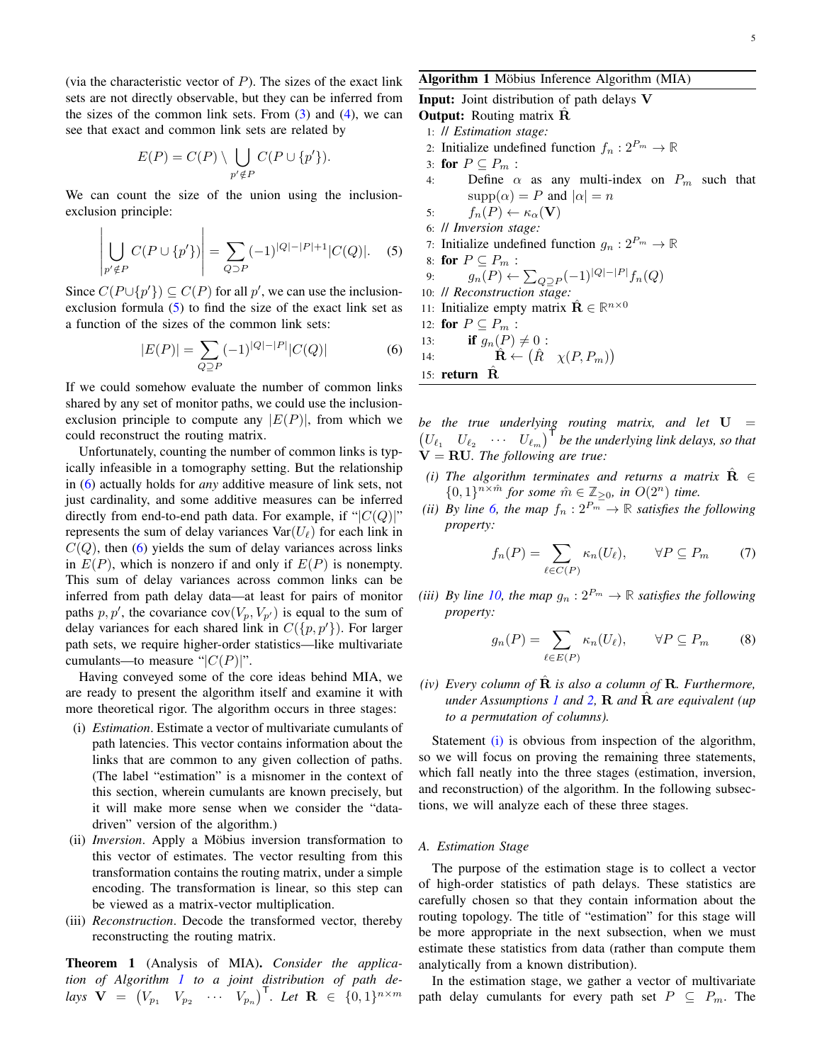(via the characteristic vector of $P$). The sizes of the exact link sets are not directly observable, but they can be inferred from the sizes of the common link sets. From (3) and (4), we can see that exact and common link sets are related by

$$E(P) = C(P) \setminus \bigcup_{p' \notin P} C(P \cup \{p'\}).$$

We can count the size of the union using the inclusion-exclusion principle:

$$\left| \bigcup_{p' \notin P} C(P \cup \{p'\}) \right| = \sum_{Q \supset P} (-1)^{|Q|-|P|+1} |C(Q)|. \quad (5)$$

Since $C(P \cup \{p'\}) \subseteq C(P)$ for all $p'$, we can use the inclusion-exclusion formula (5) to find the size of the exact link set as a function of the sizes of the common link sets:

$$|E(P)| = \sum_{Q \supseteq P} (-1)^{|Q|-|P|} |C(Q)| \quad (6)$$

If we could somehow evaluate the number of common links shared by any set of monitor paths, we could use the inclusion-exclusion principle to compute any $|E(P)|$, from which we could reconstruct the routing matrix.

Unfortunately, counting the number of common links is typically infeasible in a tomography setting. But the relationship in (6) actually holds for *any* additive measure of link sets, not just cardinality, and some additive measures can be inferred directly from end-to-end path data. For example, if "$|C(Q)|$" represents the sum of delay variances $\mathrm{Var}(U_\ell)$ for each link in $C(Q)$, then (6) yields the sum of delay variances across links in $E(P)$, which is nonzero if and only if $E(P)$ is nonempty. This sum of delay variances across common links can be inferred from path delay data—at least for pairs of monitor paths $p, p'$, the covariance $\mathrm{cov}(V_p, V_{p'})$ is equal to the sum of delay variances for each shared link in $C(\{p, p'\})$. For larger path sets, we require higher-order statistics—like multivariate cumulants—to measure "$|C(P)|$".

Having conveyed some of the core ideas behind MIA, we are ready to present the algorithm itself and examine it with more theoretical rigor. The algorithm occurs in three stages:

(i) *Estimation*. Estimate a vector of multivariate cumulants of path latencies. This vector contains information about the links that are common to any given collection of paths. (The label "estimation" is a misnomer in the context of this section, wherein cumulants are known precisely, but it will make more sense when we consider the "data-driven" version of the algorithm.)

(ii) *Inversion*. Apply a Möbius inversion transformation to this vector of estimates. The vector resulting from this transformation contains the routing matrix, under a simple encoding. The transformation is linear, so this step can be viewed as a matrix-vector multiplication.

(iii) *Reconstruction*. Decode the transformed vector, thereby reconstructing the routing matrix.

**Algorithm 1** Möbius Inference Algorithm (MIA)

**Input:** Joint distribution of path delays $\mathbf{V}$
**Output:** Routing matrix $\hat{\mathbf{R}}$

```
1: // Estimation stage:
2: Initialize undefined function f_n : 2^{P_m} → ℝ
3: for P ⊆ P_m :
4:     Define α as any multi-index on P_m such that
       supp(α) = P and |α| = n
5:     f_n(P) ← κ_α(V)
6: // Inversion stage:
7: Initialize undefined function g_n : 2^{P_m} → ℝ
8: for P ⊆ P_m :
9:     g_n(P) ← Σ_{Q⊇P} (−1)^{|Q|−|P|} f_n(Q)
10: // Reconstruction stage:
11: Initialize empty matrix R̂ ∈ ℝ^{n×0}
12: for P ⊆ P_m :
13:     if g_n(P) ≠ 0 :
14:         R̂ ← (R̂  χ(P, P_m))
15: return R̂
```

**Theorem 1** (Analysis of MIA). *Consider the application of Algorithm 1 to a joint distribution of path delays $\mathbf{V} = \begin{pmatrix} V_{p_1} & V_{p_2} & \cdots & V_{p_n} \end{pmatrix}^\intercal$. Let $\mathbf{R} \in \{0,1\}^{n \times m}$ be the true underlying routing matrix, and let $\mathbf{U} = \begin{pmatrix} U_{\ell_1} & U_{\ell_2} & \cdots & U_{\ell_m} \end{pmatrix}^\intercal$ be the underlying link delays, so that $\mathbf{V} = \mathbf{R}\mathbf{U}$. The following are true:*

*(i) The algorithm terminates and returns a matrix $\hat{\mathbf{R}} \in \{0,1\}^{n \times \hat{m}}$ for some $\hat{m} \in \mathbb{Z}_{\geq 0}$, in $O(2^n)$ time.*

*(ii) By line 6, the map $f_n : 2^{P_m} \to \mathbb{R}$ satisfies the following property:*

$$f_n(P) = \sum_{\ell \in C(P)} \kappa_n(U_\ell), \qquad \forall P \subseteq P_m \quad (7)$$

*(iii) By line 10, the map $g_n : 2^{P_m} \to \mathbb{R}$ satisfies the following property:*

$$g_n(P) = \sum_{\ell \in E(P)} \kappa_n(U_\ell), \qquad \forall P \subseteq P_m \quad (8)$$

*(iv) Every column of $\hat{\mathbf{R}}$ is also a column of $\mathbf{R}$. Furthermore, under Assumptions 1 and 2, $\mathbf{R}$ and $\hat{\mathbf{R}}$ are equivalent (up to a permutation of columns).*

Statement (i) is obvious from inspection of the algorithm, so we will focus on proving the remaining three statements, which fall neatly into the three stages (estimation, inversion, and reconstruction) of the algorithm. In the following subsections, we will analyze each of these three stages.

### A. Estimation Stage

The purpose of the estimation stage is to collect a vector of high-order statistics of path delays. These statistics are carefully chosen so that they contain information about the routing topology. The title of "estimation" for this stage will be more appropriate in the next subsection, when we must estimate these statistics from data (rather than compute them analytically from a known distribution).

In the estimation stage, we gather a vector of multivariate path delay cumulants for every path set $P \subseteq P_m$. The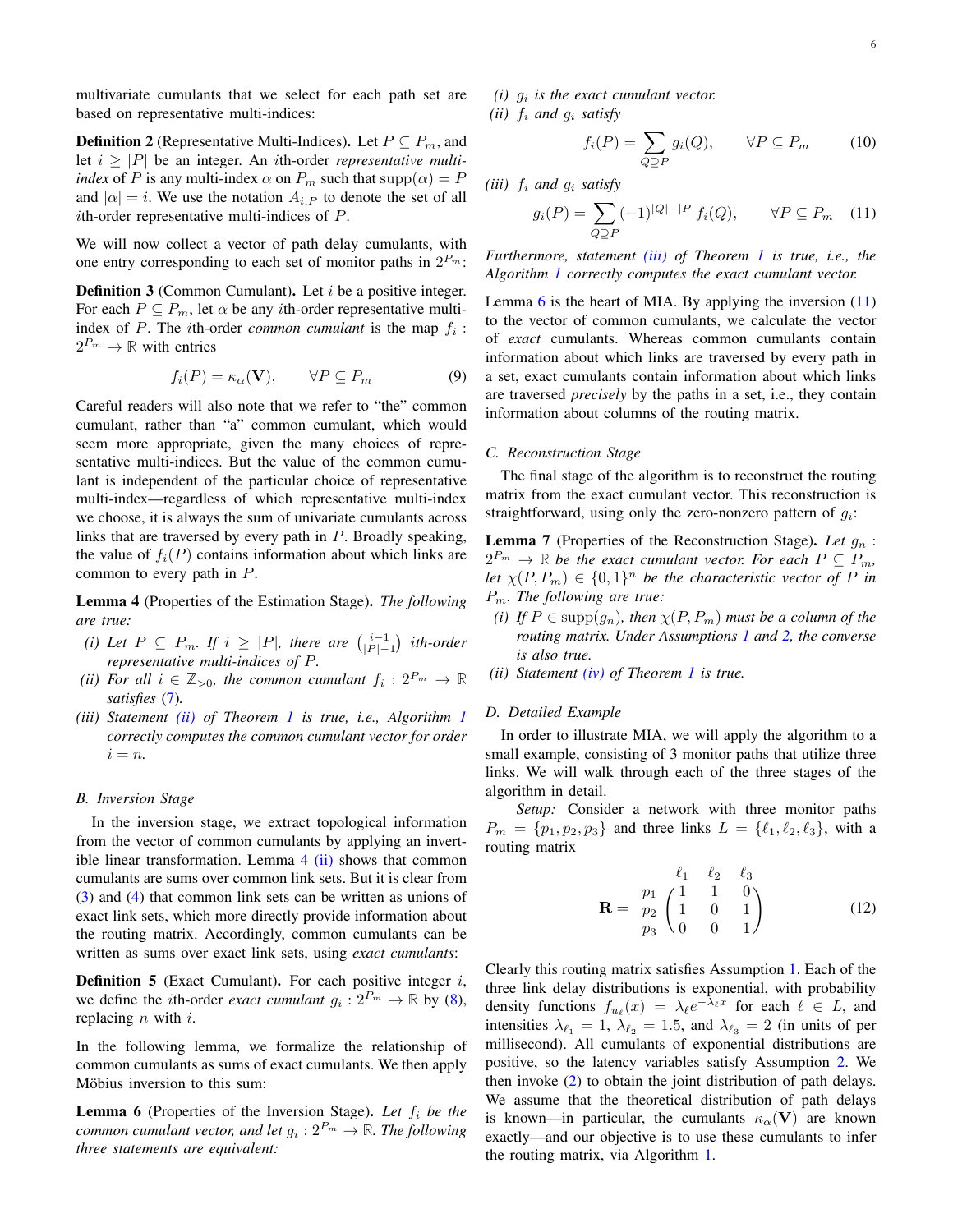multivariate cumulants that we select for each path set are based on representative multi-indices:

**Definition 2** (Representative Multi-Indices)**.** Let $P \subseteq P_m$, and let $i \geq |P|$ be an integer. An $i$th-order *representative multi-index* of $P$ is any multi-index $\alpha$ on $P_m$ such that $\text{supp}(\alpha) = P$ and $|\alpha| = i$. We use the notation $A_{i,P}$ to denote the set of all $i$th-order representative multi-indices of $P$.

We will now collect a vector of path delay cumulants, with one entry corresponding to each set of monitor paths in $2^{P_m}$:

**Definition 3** (Common Cumulant)**.** Let $i$ be a positive integer. For each $P \subseteq P_m$, let $\alpha$ be any $i$th-order representative multi-index of $P$. The $i$th-order *common cumulant* is the map $f_i : 2^{P_m} \to \mathbb{R}$ with entries

$$f_i(P) = \kappa_\alpha(\mathbf{V}), \qquad \forall P \subseteq P_m \tag{9}$$

Careful readers will also note that we refer to "the" common cumulant, rather than "a" common cumulant, which would seem more appropriate, given the many choices of representative multi-indices. But the value of the common cumulant is independent of the particular choice of representative multi-index—regardless of which representative multi-index we choose, it is always the sum of univariate cumulants across links that are traversed by every path in $P$. Broadly speaking, the value of $f_i(P)$ contains information about which links are common to every path in $P$.

**Lemma 4** (Properties of the Estimation Stage)**.** *The following are true:*

*(i) Let $P \subseteq P_m$. If $i \geq |P|$, there are $\binom{i-1}{|P|-1}$ $i$th-order representative multi-indices of $P$.*

*(ii) For all $i \in \mathbb{Z}_{>0}$, the common cumulant $f_i : 2^{P_m} \to \mathbb{R}$ satisfies (7).*

*(iii) Statement (ii) of Theorem 1 is true, i.e., Algorithm 1 correctly computes the common cumulant vector for order $i = n$.*

### B. Inversion Stage

In the inversion stage, we extract topological information from the vector of common cumulants by applying an invertible linear transformation. Lemma 4 (ii) shows that common cumulants are sums over common link sets. But it is clear from (3) and (4) that common link sets can be written as unions of exact link sets, which more directly provide information about the routing matrix. Accordingly, common cumulants can be written as sums over exact link sets, using *exact cumulants*:

**Definition 5** (Exact Cumulant)**.** For each positive integer $i$, we define the $i$th-order *exact cumulant* $g_i : 2^{P_m} \to \mathbb{R}$ by (8), replacing $n$ with $i$.

In the following lemma, we formalize the relationship of common cumulants as sums of exact cumulants. We then apply Möbius inversion to this sum:

**Lemma 6** (Properties of the Inversion Stage)**.** *Let $f_i$ be the common cumulant vector, and let $g_i : 2^{P_m} \to \mathbb{R}$. The following three statements are equivalent:*

*(i) $g_i$ is the exact cumulant vector.*

*(ii) $f_i$ and $g_i$ satisfy*

$$f_i(P) = \sum_{Q \supseteq P} g_i(Q), \qquad \forall P \subseteq P_m \tag{10}$$

*(iii) $f_i$ and $g_i$ satisfy*

$$g_i(P) = \sum_{Q \supseteq P} (-1)^{|Q|-|P|} f_i(Q), \qquad \forall P \subseteq P_m \tag{11}$$

*Furthermore, statement (iii) of Theorem 1 is true, i.e., the Algorithm 1 correctly computes the exact cumulant vector.*

Lemma 6 is the heart of MIA. By applying the inversion (11) to the vector of common cumulants, we calculate the vector of *exact* cumulants. Whereas common cumulants contain information about which links are traversed by every path in a set, exact cumulants contain information about which links are traversed *precisely* by the paths in a set, i.e., they contain information about columns of the routing matrix.

### C. Reconstruction Stage

The final stage of the algorithm is to reconstruct the routing matrix from the exact cumulant vector. This reconstruction is straightforward, using only the zero-nonzero pattern of $g_i$:

**Lemma 7** (Properties of the Reconstruction Stage)**.** *Let $g_n : 2^{P_m} \to \mathbb{R}$ be the exact cumulant vector. For each $P \subseteq P_m$, let $\chi(P, P_m) \in \{0,1\}^n$ be the characteristic vector of $P$ in $P_m$. The following are true:*

*(i) If $P \in \text{supp}(g_n)$, then $\chi(P, P_m)$ must be a column of the routing matrix. Under Assumptions 1 and 2, the converse is also true.*

*(ii) Statement (iv) of Theorem 1 is true.*

### D. Detailed Example

In order to illustrate MIA, we will apply the algorithm to a small example, consisting of 3 monitor paths that utilize three links. We will walk through each of the three stages of the algorithm in detail.

*Setup:* Consider a network with three monitor paths $P_m = \{p_1, p_2, p_3\}$ and three links $L = \{\ell_1, \ell_2, \ell_3\}$, with a routing matrix

$$\mathbf{R} = \begin{array}{c} \\ p_1 \\ p_2 \\ p_3 \end{array} \begin{array}{c} \begin{matrix} \ell_1 & \ell_2 & \ell_3 \end{matrix} \\ \begin{pmatrix} 1 & 1 & 0 \\ 1 & 0 & 1 \\ 0 & 0 & 1 \end{pmatrix} \end{array} \tag{12}$$

Clearly this routing matrix satisfies Assumption 1. Each of the three link delay distributions is exponential, with probability density functions $f_{u_\ell}(x) = \lambda_\ell e^{-\lambda_\ell x}$ for each $\ell \in L$, and intensities $\lambda_{\ell_1} = 1$, $\lambda_{\ell_2} = 1.5$, and $\lambda_{\ell_3} = 2$ (in units of per millisecond). All cumulants of exponential distributions are positive, so the latency variables satisfy Assumption 2. We then invoke (2) to obtain the joint distribution of path delays. We assume that the theoretical distribution of path delays is known—in particular, the cumulants $\kappa_\alpha(\mathbf{V})$ are known exactly—and our objective is to use these cumulants to infer the routing matrix, via Algorithm 1.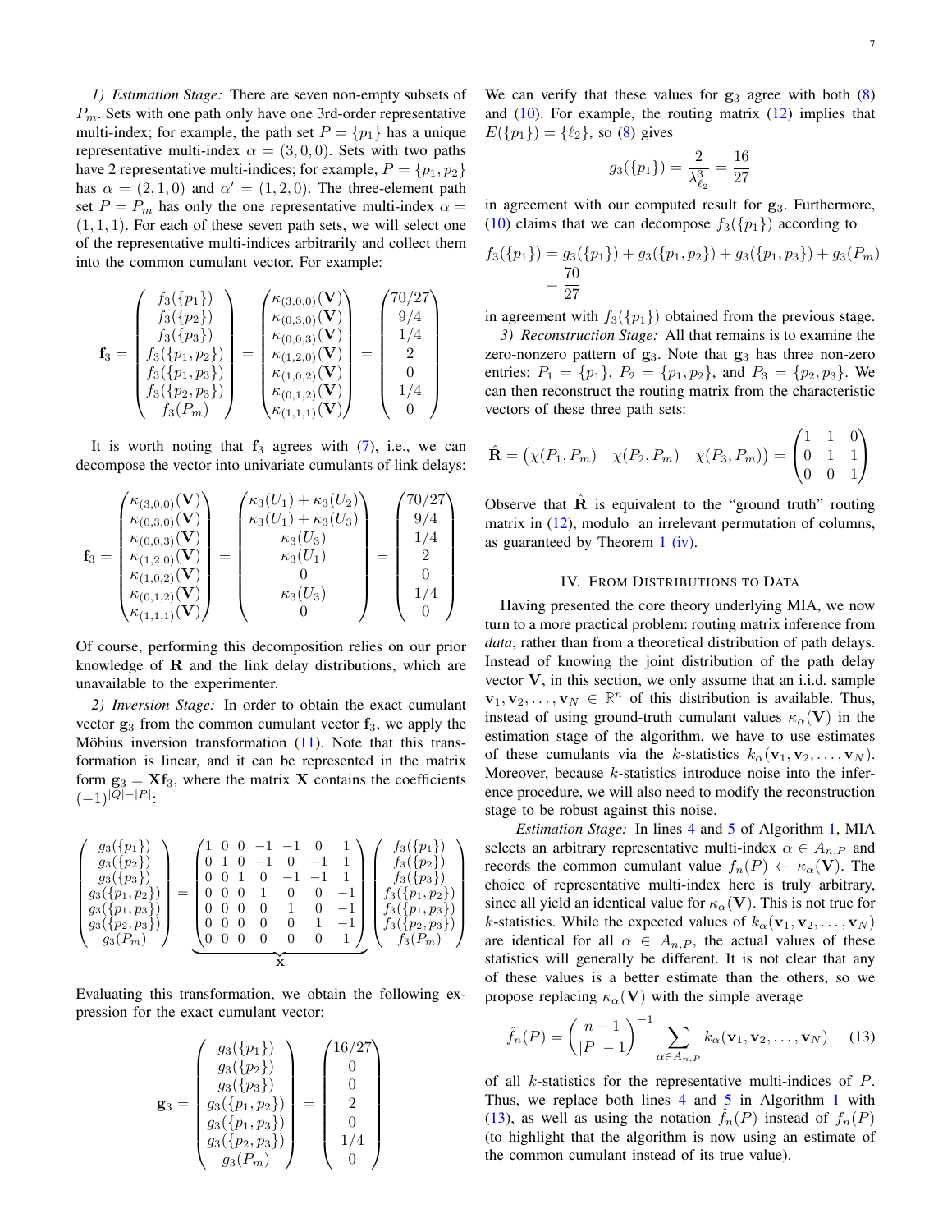*1) Estimation Stage:* There are seven non-empty subsets of $P_m$. Sets with one path only have one 3rd-order representative multi-index; for example, the path set $P = \{p_1\}$ has a unique representative multi-index $\alpha = (3, 0, 0)$. Sets with two paths have 2 representative multi-indices; for example, $P = \{p_1, p_2\}$ has $\alpha = (2, 1, 0)$ and $\alpha' = (1, 2, 0)$. The three-element path set $P = P_m$ has only the one representative multi-index $\alpha = (1, 1, 1)$. For each of these seven path sets, we will select one of the representative multi-indices arbitrarily and collect them into the common cumulant vector. For example:

$$
\mathbf{f}_3 = \begin{pmatrix} f_3(\{p_1\}) \\ f_3(\{p_2\}) \\ f_3(\{p_3\}) \\ f_3(\{p_1, p_2\}) \\ f_3(\{p_1, p_3\}) \\ f_3(\{p_2, p_3\}) \\ f_3(P_m) \end{pmatrix} = \begin{pmatrix} \kappa_{(3,0,0)}(\mathbf{V}) \\ \kappa_{(0,3,0)}(\mathbf{V}) \\ \kappa_{(0,0,3)}(\mathbf{V}) \\ \kappa_{(1,2,0)}(\mathbf{V}) \\ \kappa_{(1,0,2)}(\mathbf{V}) \\ \kappa_{(0,1,2)}(\mathbf{V}) \\ \kappa_{(1,1,1)}(\mathbf{V}) \end{pmatrix} = \begin{pmatrix} 70/27 \\ 9/4 \\ 1/4 \\ 2 \\ 0 \\ 1/4 \\ 0 \end{pmatrix}
$$

It is worth noting that $\mathbf{f}_3$ agrees with (7), i.e., we can decompose the vector into univariate cumulants of link delays:

$$
\mathbf{f}_3 = \begin{pmatrix} \kappa_{(3,0,0)}(\mathbf{V}) \\ \kappa_{(0,3,0)}(\mathbf{V}) \\ \kappa_{(0,0,3)}(\mathbf{V}) \\ \kappa_{(1,2,0)}(\mathbf{V}) \\ \kappa_{(1,0,2)}(\mathbf{V}) \\ \kappa_{(0,1,2)}(\mathbf{V}) \\ \kappa_{(1,1,1)}(\mathbf{V}) \end{pmatrix} = \begin{pmatrix} \kappa_3(U_1) + \kappa_3(U_2) \\ \kappa_3(U_1) + \kappa_3(U_3) \\ \kappa_3(U_3) \\ \kappa_3(U_1) \\ 0 \\ \kappa_3(U_3) \\ 0 \end{pmatrix} = \begin{pmatrix} 70/27 \\ 9/4 \\ 1/4 \\ 2 \\ 0 \\ 1/4 \\ 0 \end{pmatrix}
$$

Of course, performing this decomposition relies on our prior knowledge of $\mathbf{R}$ and the link delay distributions, which are unavailable to the experimenter.

*2) Inversion Stage:* In order to obtain the exact cumulant vector $\mathbf{g}_3$ from the common cumulant vector $\mathbf{f}_3$, we apply the Möbius inversion (11). Note that this transformation is linear, and it can be represented in the matrix form $\mathbf{g}_3 = \mathbf{X}\mathbf{f}_3$, where the matrix $\mathbf{X}$ contains the coefficients $(-1)^{|Q|-|P|}$:

$$
\begin{pmatrix} g_3(\{p_1\}) \\ g_3(\{p_2\}) \\ g_3(\{p_3\}) \\ g_3(\{p_1, p_2\}) \\ g_3(\{p_1, p_3\}) \\ g_3(\{p_2, p_3\}) \\ g_3(P_m) \end{pmatrix} = \underbrace{\begin{pmatrix} 1 & 0 & 0 & -1 & -1 & 0 & 1 \\ 0 & 1 & 0 & -1 & 0 & -1 & 1 \\ 0 & 0 & 1 & 0 & -1 & -1 & 1 \\ 0 & 0 & 0 & 1 & 0 & 0 & -1 \\ 0 & 0 & 0 & 0 & 1 & 0 & -1 \\ 0 & 0 & 0 & 0 & 0 & 1 & -1 \\ 0 & 0 & 0 & 0 & 0 & 0 & 1 \end{pmatrix}}_{\mathbf{X}} \begin{pmatrix} f_3(\{p_1\}) \\ f_3(\{p_2\}) \\ f_3(\{p_3\}) \\ f_3(\{p_1, p_2\}) \\ f_3(\{p_1, p_3\}) \\ f_3(\{p_2, p_3\}) \\ f_3(P_m) \end{pmatrix}
$$

Evaluating this transformation, we obtain the following expression for the exact cumulant vector:

$$
\mathbf{g}_3 = \begin{pmatrix} g_3(\{p_1\}) \\ g_3(\{p_2\}) \\ g_3(\{p_3\}) \\ g_3(\{p_1, p_2\}) \\ g_3(\{p_1, p_3\}) \\ g_3(\{p_2, p_3\}) \\ g_3(P_m) \end{pmatrix} = \begin{pmatrix} 16/27 \\ 0 \\ 0 \\ 2 \\ 0 \\ 1/4 \\ 0 \end{pmatrix}
$$

We can verify that these values for $\mathbf{g}_3$ agree with both (8) and (10). For example, the routing matrix (12) implies that $E(\{p_1\}) = \{\ell_2\}$, so (8) gives

$$
g_3(\{p_1\}) = \frac{2}{\lambda_{\ell_2}^3} = \frac{16}{27}
$$

in agreement with our computed result for $\mathbf{g}_3$. Furthermore, (10) claims that we can decompose $f_3(\{p_1\})$ according to

$$
\begin{aligned} f_3(\{p_1\}) &= g_3(\{p_1\}) + g_3(\{p_1, p_2\}) + g_3(\{p_1, p_3\}) + g_3(P_m) \\ &= \frac{70}{27} \end{aligned}
$$

in agreement with $f_3(\{p_1\})$ obtained from the previous stage.

*3) Reconstruction Stage:* All that remains is to examine the zero-nonzero pattern of $\mathbf{g}_3$. Note that $\mathbf{g}_3$ has three non-zero entries: $P_1 = \{p_1\}$, $P_2 = \{p_1, p_2\}$, and $P_3 = \{p_2, p_3\}$. We can then reconstruct the routing matrix from the characteristic vectors of these three path sets:

$$
\hat{\mathbf{R}} = \begin{pmatrix} \chi(P_1, P_m) & \chi(P_2, P_m) & \chi(P_3, P_m) \end{pmatrix} = \begin{pmatrix} 1 & 1 & 0 \\ 0 & 1 & 1 \\ 0 & 0 & 1 \end{pmatrix}
$$

Observe that $\hat{\mathbf{R}}$ is equivalent to the "ground truth" routing matrix in (12), modulo an irrelevant permutation of columns, as guaranteed by Theorem 1 (iv).

## IV. From Distributions to Data

Having presented the core theory underlying MIA, we now turn to a more practical problem: routing matrix inference from *data*, rather than from a theoretical distribution of path delays. Instead of knowing the joint distribution of the path delay vector $\mathbf{V}$, in this section, we only assume that an i.i.d. sample $\mathbf{v}_1, \mathbf{v}_2, \ldots, \mathbf{v}_N \in \mathbb{R}^n$ of this distribution is available. Thus, instead of using ground-truth cumulant values $\kappa_\alpha(\mathbf{V})$ in the estimation stage of the algorithm, we have to use estimates of these cumulants via the $k$-statistics $k_\alpha(\mathbf{v}_1, \mathbf{v}_2, \ldots, \mathbf{v}_N)$. Moreover, because $k$-statistics introduce noise into the inference procedure, we will also need to modify the reconstruction stage to be robust against this noise.

*Estimation Stage:* In lines 4 and 5 of Algorithm 1, MIA selects an arbitrary representative multi-index $\alpha \in A_{n,P}$ and records the common cumulant value $f_n(P) \leftarrow \kappa_\alpha(\mathbf{V})$. The choice of representative multi-index here is truly arbitrary, since all yield an identical value for $\kappa_\alpha(\mathbf{V})$. This is not true for $k$-statistics. While the expected values of $k_\alpha(\mathbf{v}_1, \mathbf{v}_2, \ldots, \mathbf{v}_N)$ are identical for all $\alpha \in A_{n,P}$, the actual values of these statistics will generally be different. It is not clear that any of these values is a better estimate than the others, so we propose replacing $\kappa_\alpha(\mathbf{V})$ with the simple average

$$
\hat{f}_n(P) = \binom{n-1}{|P|-1}^{-1} \sum_{\alpha \in A_{n,P}} k_\alpha(\mathbf{v}_1, \mathbf{v}_2, \ldots, \mathbf{v}_N) \tag{13}
$$

of all $k$-statistics for the representative multi-indices of $P$. Thus, we replace both lines 4 and 5 in Algorithm 1 with (13), as well as using the notation $\hat{f}_n(P)$ instead of $f_n(P)$ (to highlight that the algorithm is now using an estimate of the common cumulant instead of its true value).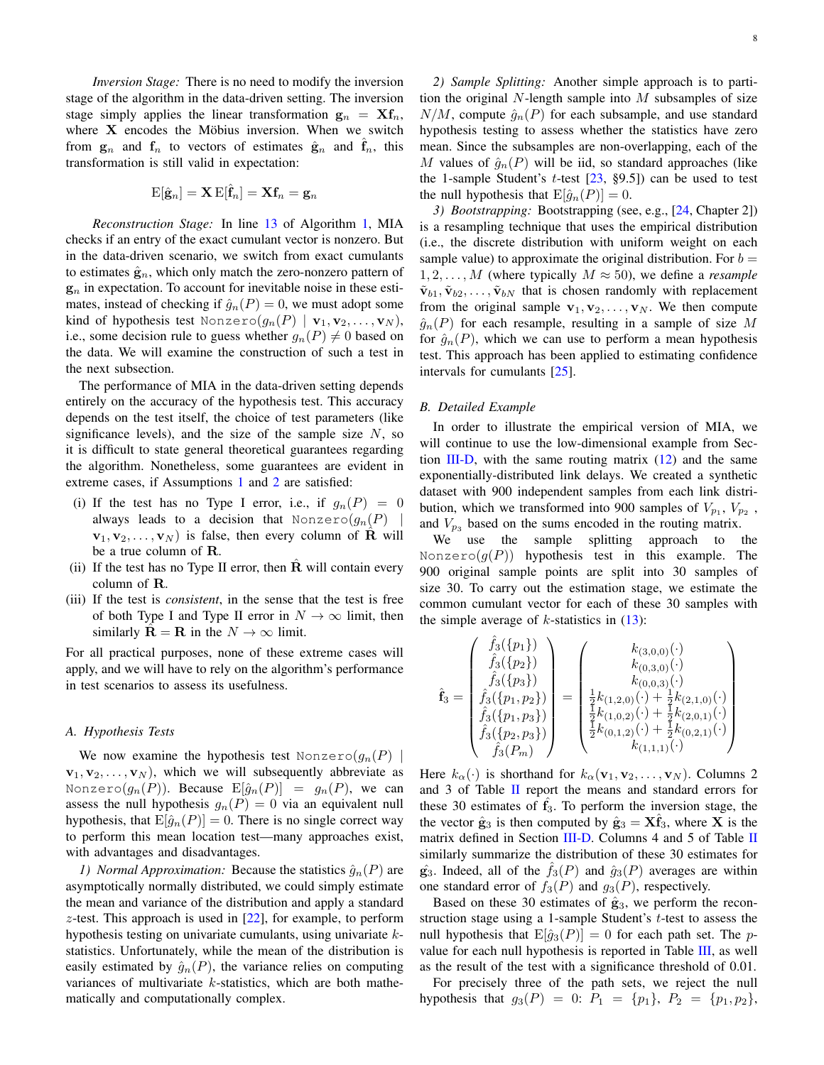*Inversion Stage:* There is no need to modify the inversion stage of the algorithm in the data-driven setting. The inversion stage simply applies the linear transformation $\mathbf{g}_n = \mathbf{X}\mathbf{f}_n$, where $\mathbf{X}$ encodes the Möbius inversion. When we switch from $\mathbf{g}_n$ and $\mathbf{f}_n$ to vectors of estimates $\hat{\mathbf{g}}_n$ and $\hat{\mathbf{f}}_n$, this transformation is still valid in expectation:

$$\mathrm{E}[\hat{\mathbf{g}}_n] = \mathbf{X}\,\mathrm{E}[\hat{\mathbf{f}}_n] = \mathbf{X}\mathbf{f}_n = \mathbf{g}_n$$

*Reconstruction Stage:* In line 13 of Algorithm 1, MIA checks if an entry of the exact cumulant vector is nonzero. But in the data-driven scenario, we switch from exact cumulants to estimates $\hat{\mathbf{g}}_n$, which only match the zero-nonzero pattern of $\mathbf{g}_n$ in expectation. To account for inevitable noise in these estimates, instead of checking if $\hat{g}_n(P) = 0$, we must adopt some kind of hypothesis test $\texttt{Nonzero}(g_n(P) \mid \mathbf{v}_1, \mathbf{v}_2, \ldots, \mathbf{v}_N)$, i.e., some decision rule to guess whether $g_n(P) \neq 0$ based on the data. We will examine the construction of such a test in the next subsection.

The performance of MIA in the data-driven setting depends entirely on the accuracy of the hypothesis test. This accuracy depends on the test itself, the choice of test parameters (like significance levels), and the size of the sample size $N$, so it is difficult to state general theoretical guarantees regarding the algorithm. Nonetheless, some guarantees are evident in extreme cases, if Assumptions 1 and 2 are satisfied:

(i) If the test has no Type I error, i.e., if $g_n(P) = 0$ always leads to a decision that $\texttt{Nonzero}(g_n(P) \mid \mathbf{v}_1, \mathbf{v}_2, \ldots, \mathbf{v}_N)$ is false, then every column of $\hat{\mathbf{R}}$ will be a true column of $\mathbf{R}$.

(ii) If the test has no Type II error, then $\hat{\mathbf{R}}$ will contain every column of $\mathbf{R}$.

(iii) If the test is *consistent*, in the sense that the test is free of both Type I and Type II error in $N \to \infty$ limit, then similarly $\hat{\mathbf{R}} = \mathbf{R}$ in the $N \to \infty$ limit.

For all practical purposes, none of these extreme cases will apply, and we will have to rely on the algorithm's performance in test scenarios to assess its usefulness.

### A. Hypothesis Tests

We now examine the hypothesis test $\texttt{Nonzero}(g_n(P) \mid \mathbf{v}_1, \mathbf{v}_2, \ldots, \mathbf{v}_N)$, which we will subsequently abbreviate as $\texttt{Nonzero}(g_n(P))$. Because $\mathrm{E}[\hat{g}_n(P)] = g_n(P)$, we can assess the null hypothesis $g_n(P) = 0$ via an equivalent null hypothesis, that $\mathrm{E}[\hat{g}_n(P)] = 0$. There is no single correct way to perform this mean location test—many approaches exist, with advantages and disadvantages.

*1) Normal Approximation:* Because the statistics $\hat{g}_n(P)$ are asymptotically normally distributed, we could simply estimate the mean and variance of the distribution and apply a standard $z$-test. This approach is used in [22], for example, to perform hypothesis testing on univariate cumulants, using univariate $k$-statistics. Unfortunately, while the mean of the distribution is easily estimated by $\hat{g}_n(P)$, the variance relies on computing variances of multivariate $k$-statistics, which are both mathematically and computationally complex.

*2) Sample Splitting:* Another simple approach is to partition the original $N$-length sample into $M$ subsamples of size $N/M$, compute $\hat{g}_n(P)$ for each subsample, and use standard hypothesis testing to assess whether the statistics have zero mean. Since the subsamples are non-overlapping, each of the $M$ values of $\hat{g}_n(P)$ will be iid, so standard approaches (like the 1-sample Student's $t$-test [23, §9.5]) can be used to test the null hypothesis that $\mathrm{E}[\hat{g}_n(P)] = 0$.

*3) Bootstrapping:* Bootstrapping (see, e.g., [24, Chapter 2]) is a resampling technique that uses the empirical distribution (i.e., the discrete distribution with uniform weight on each sample value) to approximate the original distribution. For $b = 1, 2, \ldots, M$ (where typically $M \approx 50$), we define a *resample* $\tilde{\mathbf{v}}_{b1}, \tilde{\mathbf{v}}_{b2}, \ldots, \tilde{\mathbf{v}}_{bN}$ that is chosen randomly with replacement from the original sample $\mathbf{v}_1, \mathbf{v}_2, \ldots, \mathbf{v}_N$. We then compute $\hat{g}_n(P)$ for each resample, resulting in a sample of size $M$ for $\hat{g}_n(P)$, which we can use to perform a mean hypothesis test. This approach has been applied to estimating confidence intervals for cumulants [25].

### B. Detailed Example

In order to illustrate the empirical version of MIA, we will continue to use the low-dimensional example from Section III-D, with the same routing matrix (12) and the same exponentially-distributed link delays. We created a synthetic dataset with 900 independent samples from each link distribution, which we transformed into 900 samples of $V_{p_1}$, $V_{p_2}$, and $V_{p_3}$ based on the sums encoded in the routing matrix.

We use the sample splitting approach to the $\texttt{Nonzero}(g(P))$ hypothesis test in this example. The 900 original sample points are split into 30 samples of size 30. To carry out the estimation stage, we estimate the common cumulant vector for each of these 30 samples with the simple average of $k$-statistics in (13):

$$\hat{\mathbf{f}}_3 = \begin{pmatrix} \hat{f}_3(\{p_1\}) \\ \hat{f}_3(\{p_2\}) \\ \hat{f}_3(\{p_3\}) \\ \hat{f}_3(\{p_1, p_2\}) \\ \hat{f}_3(\{p_1, p_3\}) \\ \hat{f}_3(\{p_2, p_3\}) \\ \hat{f}_3(P_m) \end{pmatrix} = \begin{pmatrix} k_{(3,0,0)}(\cdot) \\ k_{(0,3,0)}(\cdot) \\ k_{(0,0,3)}(\cdot) \\ \frac{1}{2}k_{(1,2,0)}(\cdot) + \frac{1}{2}k_{(2,1,0)}(\cdot) \\ \frac{1}{2}k_{(1,0,2)}(\cdot) + \frac{1}{2}k_{(2,0,1)}(\cdot) \\ \frac{1}{2}k_{(0,1,2)}(\cdot) + \frac{1}{2}k_{(0,2,1)}(\cdot) \\ k_{(1,1,1)}(\cdot) \end{pmatrix}$$

Here $k_\alpha(\cdot)$ is shorthand for $k_\alpha(\mathbf{v}_1, \mathbf{v}_2, \ldots, \mathbf{v}_N)$. Columns 2 and 3 of Table II report the means and standard errors for these 30 estimates of $\hat{\mathbf{f}}_3$. To perform the inversion stage, the the vector $\hat{\mathbf{g}}_3$ is then computed by $\hat{\mathbf{g}}_3 = \mathbf{X}\hat{\mathbf{f}}_3$, where $\mathbf{X}$ is the matrix defined in Section III-D. Columns 4 and 5 of Table II similarly summarize the distribution of these 30 estimates for $\hat{\mathbf{g}}_3$. Indeed, all of the $\hat{f}_3(P)$ and $\hat{g}_3(P)$ averages are within one standard error of $f_3(P)$ and $g_3(P)$, respectively.

Based on these 30 estimates of $\hat{\mathbf{g}}_3$, we perform the reconstruction stage using a 1-sample Student's $t$-test to assess the null hypothesis that $\mathrm{E}[\hat{g}_3(P)] = 0$ for each path set. The $p$-value for each null hypothesis is reported in Table III, as well as the result of the test with a significance threshold of 0.01.

For precisely three of the path sets, we reject the null hypothesis that $g_3(P) = 0$: $P_1 = \{p_1\}$, $P_2 = \{p_1, p_2\}$,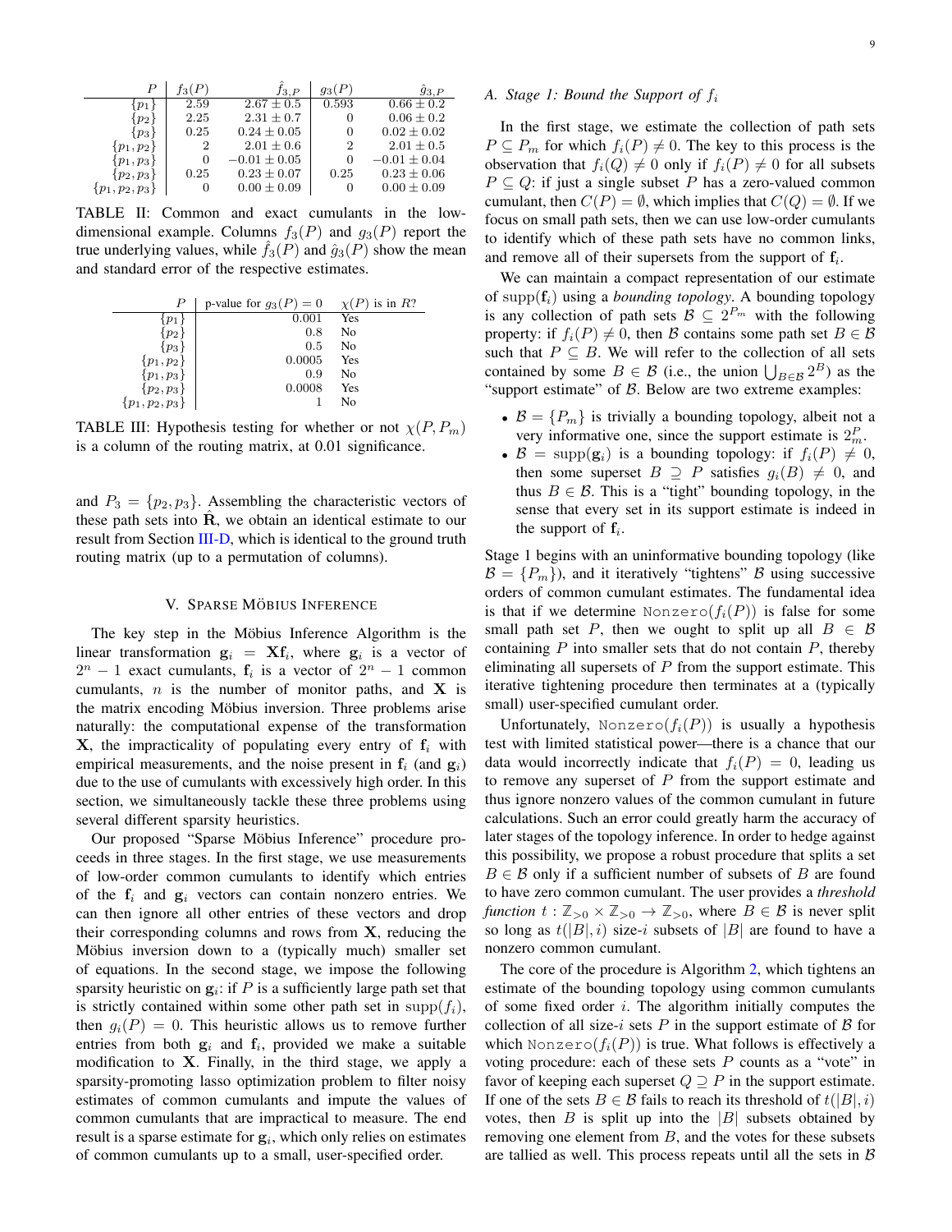| $P$ | $f_3(P)$ | $\hat{f}_{3,P}$ | $g_3(P)$ | $\hat{g}_{3,P}$ |
|---|---|---|---|---|
| $\{p_1\}$ | 2.59 | $2.67 \pm 0.5$ | 0.593 | $0.66 \pm 0.2$ |
| $\{p_2\}$ | 2.25 | $2.31 \pm 0.7$ | 0 | $0.06 \pm 0.2$ |
| $\{p_3\}$ | 0.25 | $0.24 \pm 0.05$ | 0 | $0.02 \pm 0.02$ |
| $\{p_1, p_2\}$ | 2 | $2.01 \pm 0.6$ | 2 | $2.01 \pm 0.5$ |
| $\{p_1, p_3\}$ | 0 | $-0.01 \pm 0.05$ | 0 | $-0.01 \pm 0.04$ |
| $\{p_2, p_3\}$ | 0.25 | $0.23 \pm 0.07$ | 0.25 | $0.23 \pm 0.06$ |
| $\{p_1, p_2, p_3\}$ | 0 | $0.00 \pm 0.09$ | 0 | $0.00 \pm 0.09$ |

TABLE II: Common and exact cumulants in the low-dimensional example. Columns $f_3(P)$ and $g_3(P)$ report the true underlying values, while $\hat{f}_3(P)$ and $\hat{g}_3(P)$ show the mean and standard error of the respective estimates.

| $P$ | p-value for $g_3(P) = 0$ | $\chi(P)$ is in $R$? |
|---|---|---|
| $\{p_1\}$ | 0.001 | Yes |
| $\{p_2\}$ | 0.8 | No |
| $\{p_3\}$ | 0.5 | No |
| $\{p_1, p_2\}$ | 0.0005 | Yes |
| $\{p_1, p_3\}$ | 0.9 | No |
| $\{p_2, p_3\}$ | 0.0008 | Yes |
| $\{p_1, p_2, p_3\}$ | 1 | No |

TABLE III: Hypothesis testing for whether or not $\chi(P, P_m)$ is a column of the routing matrix, at 0.01 significance.

and $P_3 = \{p_2, p_3\}$. Assembling the characteristic vectors of these path sets into $\hat{\mathbf{R}}$, we obtain an identical estimate to our result from Section III-D, which is identical to the ground truth routing matrix (up to a permutation of columns).

## V. Sparse Möbius Inference

The key step in the Möbius Inference Algorithm is the linear transformation $\mathbf{g}_i = \mathbf{X}\mathbf{f}_i$, where $\mathbf{g}_i$ is a vector of $2^n - 1$ exact cumulants, $\mathbf{f}_i$ is a vector of $2^n - 1$ common cumulants, $n$ is the number of monitor paths, and $\mathbf{X}$ is the matrix encoding Möbius inversion. Three problems arise naturally: the computational expense of the transformation $\mathbf{X}$, the impracticality of populating every entry of $\mathbf{f}_i$ with empirical measurements, and the noise present in $\mathbf{f}_i$ (and $\mathbf{g}_i$) due to the use of cumulants with excessively high order. In this section, we simultaneously tackle these three problems using several different sparsity heuristics.

Our proposed "Sparse Möbius Inference" procedure proceeds in three stages. In the first stage, we use measurements of low-order common cumulants to identify which entries of the $\mathbf{f}_i$ and $\mathbf{g}_i$ vectors can contain nonzero entries. We can then ignore all other entries of these vectors and drop their corresponding columns and rows from $\mathbf{X}$, reducing the Möbius inversion down to a (typically much) smaller set of equations. In the second stage, we impose the following sparsity heuristic on $\mathbf{g}_i$: if $P$ is a sufficiently large path set that is strictly contained within some other path set in $\mathrm{supp}(f_i)$, then $g_i(P) = 0$. This heuristic allows us to remove further entries from both $\mathbf{g}_i$ and $\mathbf{f}_i$, provided we make a suitable modification to $\mathbf{X}$. Finally, in the third stage, we apply a sparsity-promoting lasso optimization problem to filter noisy estimates of common cumulants and impute the values of common cumulants that are impractical to measure. The end result is a sparse estimate for $\mathbf{g}_i$, which only relies on estimates of common cumulants up to a small, user-specified order.

### A. Stage 1: Bound the Support of $f_i$

In the first stage, we estimate the collection of path sets $P \subseteq P_m$ for which $f_i(P) \neq 0$. The key to this process is the observation that $f_i(Q) \neq 0$ only if $f_i(P) \neq 0$ for all subsets $P \subseteq Q$: if just a single subset $P$ has a zero-valued common cumulant, then $C(P) = \emptyset$, which implies that $C(Q) = \emptyset$. If we focus on small path sets, then we can use low-order cumulants to identify which of these path sets have no common links, and remove all of their supersets from the support of $\mathbf{f}_i$.

We can maintain a compact representation of our estimate of $\mathrm{supp}(\mathbf{f}_i)$ using a *bounding topology*. A bounding topology is any collection of path sets $\mathcal{B} \subseteq 2^{P_m}$ with the following property: if $f_i(P) \neq 0$, then $\mathcal{B}$ contains some path set $B \in \mathcal{B}$ such that $P \subseteq B$. We will refer to the collection of all sets contained by some $B \in \mathcal{B}$ (i.e., the union $\bigcup_{B \in \mathcal{B}} 2^B$) as the "support estimate" of $\mathcal{B}$. Below are two extreme examples:

- $\mathcal{B} = \{P_m\}$ is trivially a bounding topology, albeit not a very informative one, since the support estimate is $2^P_m$.
- $\mathcal{B} = \mathrm{supp}(\mathbf{g}_i)$ is a bounding topology: if $f_i(P) \neq 0$, then some superset $B \supseteq P$ satisfies $g_i(B) \neq 0$, and thus $B \in \mathcal{B}$. This is a "tight" bounding topology, in the sense that every set in its support estimate is indeed in the support of $\mathbf{f}_i$.

Stage 1 begins with an uninformative bounding topology (like $\mathcal{B} = \{P_m\}$), and it iteratively "tightens" $\mathcal{B}$ using successive orders of common cumulant estimates. The fundamental idea is that if we determine $\texttt{Nonzero}(f_i(P))$ is false for some small path set $P$, then we ought to split up all $B \in \mathcal{B}$ containing $P$ into smaller sets that do not contain $P$, thereby eliminating all supersets of $P$ from the support estimate. This iterative tightening procedure then terminates at a (typically small) user-specified cumulant order.

Unfortunately, $\texttt{Nonzero}(f_i(P))$ is usually a hypothesis test with limited statistical power—there is a chance that our data would incorrectly indicate that $f_i(P) = 0$, leading us to remove any superset of $P$ from the support estimate and thus ignore nonzero values of the common cumulant in future calculations. Such an error could greatly harm the accuracy of later stages of the topology inference. In order to hedge against this possibility, we propose a robust procedure that splits a set $B \in \mathcal{B}$ only if a sufficient number of subsets of $B$ are found to have zero common cumulant. The user provides a *threshold function* $t : \mathbb{Z}_{>0} \times \mathbb{Z}_{>0} \to \mathbb{Z}_{>0}$, where $B \in \mathcal{B}$ is never split so long as $t(|B|, i)$ size-$i$ subsets of $|B|$ are found to have a nonzero common cumulant.

The core of the procedure is Algorithm 2, which tightens an estimate of the bounding topology using common cumulants of some fixed order $i$. The algorithm initially computes the collection of all size-$i$ sets $P$ in the support estimate of $\mathcal{B}$ for which $\texttt{Nonzero}(f_i(P))$ is true. What follows is effectively a voting procedure: each of these sets $P$ counts as a "vote" in favor of keeping each superset $Q \supseteq P$ in the support estimate. If one of the sets $B \in \mathcal{B}$ fails to reach its threshold of $t(|B|, i)$ votes, then $B$ is split up into the $|B|$ subsets obtained by removing one element from $B$, and the votes for these subsets are tallied as well. This process repeats until all the sets in $\mathcal{B}$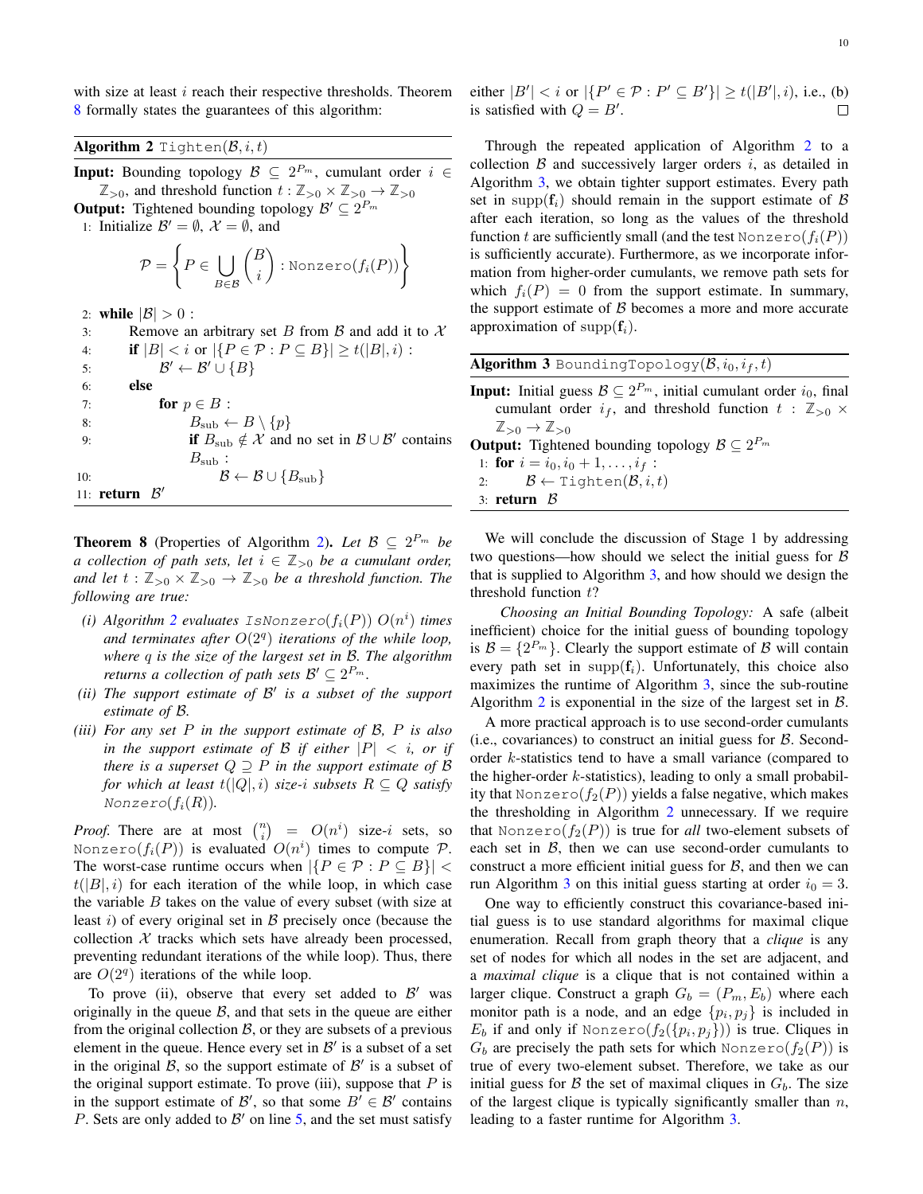with size at least $i$ reach their respective thresholds. Theorem 8 formally states the guarantees of this algorithm:

**Algorithm 2** `Tighten`$(\mathcal{B}, i, t)$

**Input:** Bounding topology $\mathcal{B} \subseteq 2^{P_m}$, cumulant order $i \in \mathbb{Z}_{>0}$, and threshold function $t : \mathbb{Z}_{>0} \times \mathbb{Z}_{>0} \to \mathbb{Z}_{>0}$
**Output:** Tightened bounding topology $\mathcal{B}' \subseteq 2^{P_m}$

1: Initialize $\mathcal{B}' = \emptyset$, $\mathcal{X} = \emptyset$, and

$$\mathcal{P} = \left\{ P \in \bigcup_{B \in \mathcal{B}} \binom{B}{i} : \texttt{Nonzero}(f_i(P)) \right\}$$

2: **while** $|\mathcal{B}| > 0$ :
3: Remove an arbitrary set $B$ from $\mathcal{B}$ and add it to $\mathcal{X}$
4: **if** $|B| < i$ or $|\{P \in \mathcal{P} : P \subseteq B\}| \geq t(|B|, i)$ :
5: $\mathcal{B}' \leftarrow \mathcal{B}' \cup \{B\}$
6: **else**
7: **for** $p \in B$ :
8: $B_{\text{sub}} \leftarrow B \setminus \{p\}$
9: **if** $B_{\text{sub}} \notin \mathcal{X}$ and no set in $\mathcal{B} \cup \mathcal{B}'$ contains $B_{\text{sub}}$ :
10: $\mathcal{B} \leftarrow \mathcal{B} \cup \{B_{\text{sub}}\}$
11: **return** $\mathcal{B}'$

**Theorem 8** (Properties of Algorithm 2)**.** *Let $\mathcal{B} \subseteq 2^{P_m}$ be a collection of path sets, let $i \in \mathbb{Z}_{>0}$ be a cumulant order, and let $t : \mathbb{Z}_{>0} \times \mathbb{Z}_{>0} \to \mathbb{Z}_{>0}$ be a threshold function. The following are true:*

*(i) Algorithm 2 evaluates `IsNonzero`$(f_i(P))$ $O(n^i)$ times and terminates after $O(2^q)$ iterations of the while loop, where $q$ is the size of the largest set in $\mathcal{B}$. The algorithm returns a collection of path sets $\mathcal{B}' \subseteq 2^{P_m}$.*

*(ii) The support estimate of $\mathcal{B}'$ is a subset of the support estimate of $\mathcal{B}$.*

*(iii) For any set $P$ in the support estimate of $\mathcal{B}$, $P$ is also in the support estimate of $\mathcal{B}$ if either $|P| < i$, or if there is a superset $Q \supseteq P$ in the support estimate of $\mathcal{B}$ for which at least $t(|Q|, i)$ size-$i$ subsets $R \subseteq Q$ satisfy `Nonzero`$(f_i(R))$.*

*Proof.* There are at most $\binom{n}{i} = O(n^i)$ size-$i$ sets, so `Nonzero`$(f_i(P))$ is evaluated $O(n^i)$ times to compute $\mathcal{P}$. The worst-case runtime occurs when $|\{P \in \mathcal{P} : P \subseteq B\}| < t(|B|, i)$ for each iteration of the while loop, in which case the variable $B$ takes on the value of every subset (with size at least $i$) of every original set in $\mathcal{B}$ precisely once (because the collection $\mathcal{X}$ tracks which sets have already been processed, preventing redundant iterations of the while loop). Thus, there are $O(2^q)$ iterations of the while loop.

To prove (ii), observe that every set added to $\mathcal{B}'$ was originally in the queue $\mathcal{B}$, and that sets in the queue are either from the original collection $\mathcal{B}$, or they are subsets of a previous element in the queue. Hence every set in $\mathcal{B}'$ is a subset of a set in the original $\mathcal{B}$, so the support estimate of $\mathcal{B}'$ is a subset of the original support estimate. To prove (iii), suppose that $P$ is in the support estimate of $\mathcal{B}'$, so that some $B' \in \mathcal{B}'$ contains $P$. Sets are only added to $\mathcal{B}'$ on line 5, and the set must satisfy either $|B'| < i$ or $|\{P' \in \mathcal{P} : P' \subseteq B'\}| \geq t(|B'|, i)$, i.e., (b) is satisfied with $Q = B'$. $\square$

Through the repeated application of Algorithm 2 to a collection $\mathcal{B}$ and successively larger orders $i$, as detailed in Algorithm 3, we obtain tighter support estimates. Every path set in $\text{supp}(\mathbf{f}_i)$ should remain in the support estimate of $\mathcal{B}$ after each iteration, so long as the values of the threshold function $t$ are sufficiently small (and the test `Nonzero`$(f_i(P))$ is sufficiently accurate). Furthermore, as we incorporate information from higher-order cumulants, we remove path sets for which $f_i(P) = 0$ from the support estimate. In summary, the support estimate of $\mathcal{B}$ becomes a more and more accurate approximation of $\text{supp}(\mathbf{f}_i)$.

**Algorithm 3** `BoundingTopology`$(\mathcal{B}, i_0, i_f, t)$

**Input:** Initial guess $\mathcal{B} \subseteq 2^{P_m}$, initial cumulant order $i_0$, final cumulant order $i_f$, and threshold function $t : \mathbb{Z}_{>0} \times \mathbb{Z}_{>0} \to \mathbb{Z}_{>0}$
**Output:** Tightened bounding topology $\mathcal{B} \subseteq 2^{P_m}$

1: **for** $i = i_0, i_0 + 1, \ldots, i_f$ :
2: $\mathcal{B} \leftarrow$ `Tighten`$(\mathcal{B}, i, t)$
3: **return** $\mathcal{B}$

We will conclude the discussion of Stage 1 by addressing two questions—how should we select the initial guess for $\mathcal{B}$ that is supplied to Algorithm 3, and how should we design the threshold function $t$?

*Choosing an Initial Bounding Topology:* A safe (albeit inefficient) choice for the initial guess of bounding topology is $\mathcal{B} = \{2^{P_m}\}$. Clearly the support estimate of $\mathcal{B}$ will contain every path set in $\text{supp}(\mathbf{f}_i)$. Unfortunately, this choice also maximizes the runtime of Algorithm 3, since the sub-routine Algorithm 2 is exponential in the size of the largest set in $\mathcal{B}$.

A more practical approach is to use second-order cumulants (i.e., covariances) to construct an initial guess for $\mathcal{B}$. Second-order $k$-statistics tend to have a small variance (compared to the higher-order $k$-statistics), leading to only a small probability that `Nonzero`$(f_2(P))$ yields a false negative, which makes the thresholding in Algorithm 2 unnecessary. If we require that `Nonzero`$(f_2(P))$ is true for *all* two-element subsets of each set in $\mathcal{B}$, then we can use second-order cumulants to construct a more efficient initial guess for $\mathcal{B}$, and then we can run Algorithm 3 on this initial guess starting at order $i_0 = 3$.

One way to efficiently construct this covariance-based initial guess is to use standard algorithms for maximal clique enumeration. Recall from graph theory that a *clique* is any set of nodes for which all nodes in the set are adjacent, and a *maximal clique* is a clique that is not contained within a larger clique. Construct a graph $G_b = (P_m, E_b)$ where each monitor path is a node, and an edge $\{p_i, p_j\}$ is included in $E_b$ if and only if `Nonzero`$(f_2(\{p_i, p_j\}))$ is true. Cliques in $G_b$ are precisely the path sets for which `Nonzero`$(f_2(P))$ is true of every two-element subset. Therefore, we take as our initial guess for $\mathcal{B}$ the set of maximal cliques in $G_b$. The size of the largest clique is typically significantly smaller than $n$, leading to a faster runtime for Algorithm 3.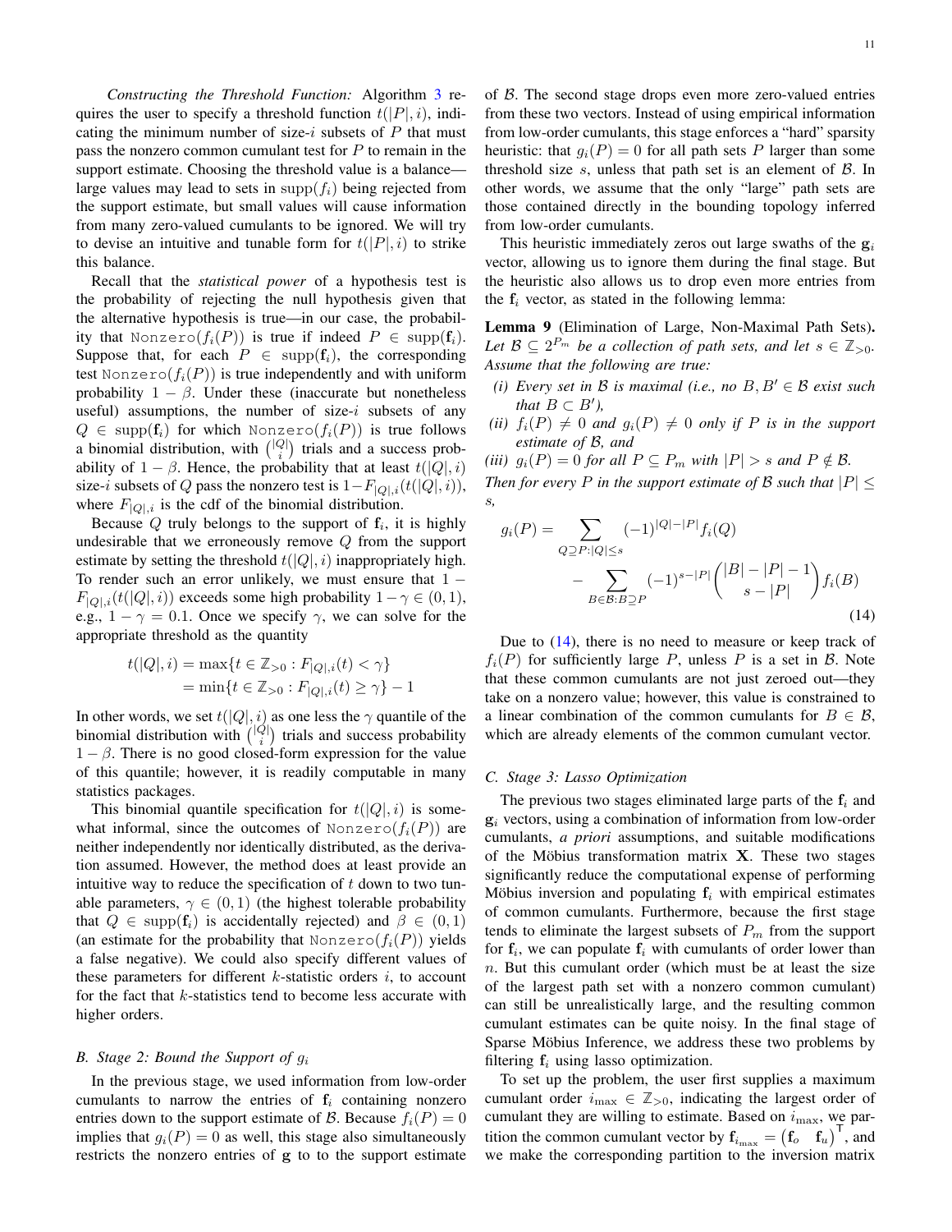*Constructing the Threshold Function:* Algorithm 3 requires the user to specify a threshold function $t(|P|, i)$, indicating the minimum number of size-$i$ subsets of $P$ that must pass the nonzero common cumulant test for $P$ to remain in the support estimate. Choosing the threshold value is a balance—large values may lead to sets in $\operatorname{supp}(f_i)$ being rejected from the support estimate, but small values will cause information from many zero-valued cumulants to be ignored. We will try to devise an intuitive and tunable form for $t(|P|, i)$ to strike this balance.

Recall that the *statistical power* of a hypothesis test is the probability of rejecting the null hypothesis given that the alternative hypothesis is true—in our case, the probability that $\texttt{Nonzero}(f_i(P))$ is true if indeed $P \in \operatorname{supp}(\mathbf{f}_i)$. Suppose that, for each $P \in \operatorname{supp}(\mathbf{f}_i)$, the corresponding test $\texttt{Nonzero}(f_i(P))$ is true independently and with uniform probability $1 - \beta$. Under these (inaccurate but nonetheless useful) assumptions, the number of size-$i$ subsets of any $Q \in \operatorname{supp}(\mathbf{f}_i)$ for which $\texttt{Nonzero}(f_i(P))$ is true follows a binomial distribution, with $\binom{|Q|}{i}$ trials and a success probability of $1 - \beta$. Hence, the probability that at least $t(|Q|, i)$ size-$i$ subsets of $Q$ pass the nonzero test is $1 - F_{|Q|,i}(t(|Q|, i))$, where $F_{|Q|,i}$ is the cdf of the binomial distribution.

Because $Q$ truly belongs to the support of $\mathbf{f}_i$, it is highly undesirable that we erroneously remove $Q$ from the support estimate by setting the threshold $t(|Q|, i)$ inappropriately high. To render such an error unlikely, we must ensure that $1 - F_{|Q|,i}(t(|Q|, i))$ exceeds some high probability $1 - \gamma \in (0, 1)$, e.g., $1 - \gamma = 0.1$. Once we specify $\gamma$, we can solve for the appropriate threshold as the quantity

$$
\begin{aligned}
t(|Q|, i) &= \max\{t \in \mathbb{Z}_{>0} : F_{|Q|,i}(t) < \gamma\} \\
&= \min\{t \in \mathbb{Z}_{>0} : F_{|Q|,i}(t) \geq \gamma\} - 1
\end{aligned}
$$

In other words, we set $t(|Q|, i)$ as one less the $\gamma$ quantile of the binomial distribution with $\binom{|Q|}{i}$ trials and success probability $1 - \beta$. There is no good closed-form expression for the value of this quantile; however, it is readily computable in many statistics packages.

This binomial quantile specification for $t(|Q|, i)$ is somewhat informal, since the outcomes of $\texttt{Nonzero}(f_i(P))$ are neither independently nor identically distributed, as the derivation assumed. However, the method does at least provide an intuitive way to reduce the specification of $t$ down to two tunable parameters, $\gamma \in (0, 1)$ (the highest tolerable probability that $Q \in \operatorname{supp}(\mathbf{f}_i)$ is accidentally rejected) and $\beta \in (0, 1)$ (an estimate for the probability that $\texttt{Nonzero}(f_i(P))$ yields a false negative). We could also specify different values of these parameters for different $k$-statistic orders $i$, to account for the fact that $k$-statistics tend to become less accurate with higher orders.

### B. Stage 2: Bound the Support of $g_i$

In the previous stage, we used information from low-order cumulants to narrow the entries of $\mathbf{f}_i$ containing nonzero entries down to the support estimate of $\mathcal{B}$. Because $f_i(P) = 0$ implies that $g_i(P) = 0$ as well, this stage also simultaneously restricts the nonzero entries of $\mathbf{g}$ to to the support estimate of $\mathcal{B}$. The second stage drops even more zero-valued entries from these two vectors. Instead of using empirical information from low-order cumulants, this stage enforces a "hard" sparsity heuristic: that $g_i(P) = 0$ for all path sets $P$ larger than some threshold size $s$, unless that path set is an element of $\mathcal{B}$. In other words, we assume that the only "large" path sets are those contained directly in the bounding topology inferred from low-order cumulants.

This heuristic immediately zeros out large swaths of the $\mathbf{g}_i$ vector, allowing us to ignore them during the final stage. But the heuristic also allows us to drop even more entries from the $\mathbf{f}_i$ vector, as stated in the following lemma:

**Lemma 9** (Elimination of Large, Non-Maximal Path Sets)**.** *Let $\mathcal{B} \subseteq 2^{P_m}$ be a collection of path sets, and let $s \in \mathbb{Z}_{>0}$. Assume that the following are true:*

*(i) Every set in $\mathcal{B}$ is maximal (i.e., no $B, B' \in \mathcal{B}$ exist such that $B \subset B'$),*

*(ii) $f_i(P) \neq 0$ and $g_i(P) \neq 0$ only if $P$ is in the support estimate of $\mathcal{B}$, and*

*(iii) $g_i(P) = 0$ for all $P \subseteq P_m$ with $|P| > s$ and $P \notin \mathcal{B}$.*

*Then for every $P$ in the support estimate of $\mathcal{B}$ such that $|P| \leq s$,*

$$
\begin{aligned}
g_i(P) = &\sum_{Q \supseteq P : |Q| \leq s} (-1)^{|Q|-|P|} f_i(Q) \\
&- \sum_{B \in \mathcal{B} : B \supseteq P} (-1)^{s-|P|} \binom{|B| - |P| - 1}{s - |P|} f_i(B)
\end{aligned}
\tag{14}
$$

Due to (14), there is no need to measure or keep track of $f_i(P)$ for sufficiently large $P$, unless $P$ is a set in $\mathcal{B}$. Note that these common cumulants are not just zeroed out—they take on a nonzero value; however, this value is constrained to a linear combination of the common cumulants for $B \in \mathcal{B}$, which are already elements of the common cumulant vector.

### C. Stage 3: Lasso Optimization

The previous two stages eliminated large parts of the $\mathbf{f}_i$ and $\mathbf{g}_i$ vectors, using a combination of information from low-order cumulants, *a priori* assumptions, and suitable modifications of the Möbius transformation matrix $\mathbf{X}$. These two stages significantly reduce the computational expense of performing Möbius inversion and populating $\mathbf{f}_i$ with empirical estimates of common cumulants. Furthermore, because the first stage tends to eliminate the largest subsets of $P_m$ from the support for $\mathbf{f}_i$, we can populate $\mathbf{f}_i$ with cumulants of order lower than $n$. But this cumulant order (which must be at least the size of the largest path set with a nonzero common cumulant) can still be unrealistically large, and the resulting common cumulant estimates can be quite noisy. In the final stage of Sparse Möbius Inference, we address these two problems by filtering $\mathbf{f}_i$ using lasso optimization.

To set up the problem, the user first supplies a maximum cumulant order $i_{\max} \in \mathbb{Z}_{>0}$, indicating the largest order of cumulant they are willing to estimate. Based on $i_{\max}$, we partition the common cumulant vector by $\mathbf{f}_{i_{\max}} = \begin{pmatrix} \mathbf{f}_o & \mathbf{f}_u \end{pmatrix}^\mathsf{T}$, and we make the corresponding partition to the inversion matrix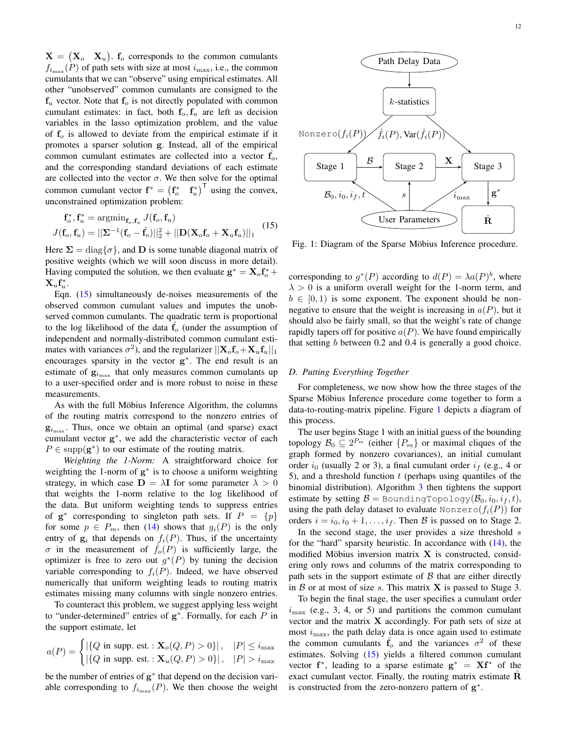$\mathbf{X} = \begin{pmatrix} \mathbf{X}_o & \mathbf{X}_u \end{pmatrix}$. $\mathbf{f}_o$ corresponds to the common cumulants $f_{i_{\max}}(P)$ of path sets with size at most $i_{\max}$, i.e., the common cumulants that we can "observe" using empirical estimates. All other "unobserved" common cumulants are consigned to the $\mathbf{f}_u$ vector. Note that $\mathbf{f}_o$ is not directly populated with common cumulant estimates: in fact, both $\mathbf{f}_o, \mathbf{f}_u$ are left as decision variables in the lasso optimization problem, and the value of $\mathbf{f}_o$ is allowed to deviate from the empirical estimate if it promotes a sparser solution $\mathbf{g}$. Instead, all of the empirical common cumulant estimates are collected into a vector $\hat{\mathbf{f}}_o$, and the corresponding standard deviations of each estimate are collected into the vector $\sigma$. We then solve for the optimal common cumulant vector $\mathbf{f}^* = \begin{pmatrix} \mathbf{f}_o^* & \mathbf{f}_u^* \end{pmatrix}^\top$ using the convex, unconstrained optimization problem:

$$
\begin{aligned}
\mathbf{f}_o^*, \mathbf{f}_u^* &= \operatorname{argmin}_{\mathbf{f}_o, \mathbf{f}_u} J(\mathbf{f}_o, \mathbf{f}_u) \\
J(\mathbf{f}_o, \mathbf{f}_u) &= ||\mathbf{\Sigma}^{-1}(\mathbf{f}_o - \hat{\mathbf{f}}_o)||_2^2 + ||\mathbf{D}(\mathbf{X}_o \mathbf{f}_o + \mathbf{X}_u \mathbf{f}_u)||_1
\end{aligned} \tag{15}
$$

Here $\mathbf{\Sigma} = \operatorname{diag}\{\sigma\}$, and $\mathbf{D}$ is some tunable diagonal matrix of positive weights (which we will soon discuss in more detail). Having computed the solution, we then evaluate $\mathbf{g}^* = \mathbf{X}_o \mathbf{f}_o^* + \mathbf{X}_u \mathbf{f}_u^*$.

Eqn. (15) simultaneously de-noises measurements of the observed common cumulant values and imputes the unobserved common cumulants. The quadratic term is proportional to the log likelihood of the data $\hat{\mathbf{f}}_o$ (under the assumption of independent and normally-distributed common cumulant estimates with variances $\sigma^2$), and the regularizer $||\mathbf{X}_o \mathbf{f}_o + \mathbf{X}_u \mathbf{f}_u||_1$ encourages sparsity in the vector $\mathbf{g}^*$. The end result is an estimate of $\mathbf{g}_{i_{\max}}$ that only measures common cumulants up to a user-specified order and is more robust to noise in these measurements.

As with the full Möbius Inference Algorithm, the columns of the routing matrix correspond to the nonzero entries of $\mathbf{g}_{i_{\max}}$. Thus, once we obtain an optimal (and sparse) exact cumulant vector $\mathbf{g}^*$, we add the characteristic vector of each $P \in \operatorname{supp}(\mathbf{g}^*)$ to our estimate of the routing matrix.

*Weighting the 1-Norm:* A straightforward choice for weighting the 1-norm of $\mathbf{g}^*$ is to choose a uniform weighting strategy, in which case $\mathbf{D} = \lambda \mathbf{I}$ for some parameter $\lambda > 0$ that weights the 1-norm relative to the log likelihood of the data. But uniform weighting tends to suppress entries of $\mathbf{g}^*$ corresponding to singleton path sets. If $P = \{p\}$ for some $p \in P_m$, then (14) shows that $g_i(P)$ is the only entry of $\mathbf{g}_i$ that depends on $f_i(P)$. Thus, if the uncertainty $\sigma$ in the measurement of $\hat{f}_o(P)$ is sufficiently large, the optimizer is free to zero out $g^*(P)$ by tuning the decision variable corresponding to $f_i(P)$. Indeed, we have observed numerically that uniform weighting leads to routing matrix estimates missing many columns with single nonzero entries.

To counteract this problem, we suggest applying less weight to "under-determined" entries of $\mathbf{g}^*$. Formally, for each $P$ in the support estimate, let

$$
a(P) = \begin{cases} |\{Q \text{ in supp. est.} : \mathbf{X}_o(Q, P) > 0\}|, & |P| \le i_{\max} \\ |\{Q \text{ in supp. est.} : \mathbf{X}_u(Q, P) > 0\}|, & |P| > i_{\max} \end{cases}
$$

be the number of entries of $\mathbf{g}^*$ that depend on the decision variable corresponding to $f_{i_{\max}}(P)$. We then choose the weight corresponding to $g^*(P)$ according to $d(P) = \lambda a(P)^b$, where $\lambda > 0$ is a uniform overall weight for the 1-norm term, and $b \in [0, 1)$ is some exponent. The exponent should be non-negative to ensure that the weight is increasing in $a(P)$, but it should also be fairly small, so that the weight's rate of change rapidly tapers off for positive $a(P)$. We have found empirically that setting $b$ between 0.2 and 0.4 is generally a good choice.

Fig. 1: Diagram of the Sparse Möbius Inference procedure.

### D. Putting Everything Together

For completeness, we now show how the three stages of the Sparse Möbius Inference procedure come together to form a data-to-routing-matrix pipeline. Figure 1 depicts a diagram of this process.

The user begins Stage 1 with an initial guess of the bounding topology $\mathcal{B}_0 \subseteq 2^{P_m}$ (either $\{P_m\}$ or maximal cliques of the graph formed by nonzero covariances), an initial cumulant order $i_0$ (usually 2 or 3), a final cumulant order $i_f$ (e.g., 4 or 5), and a threshold function $t$ (perhaps using quantiles of the binomial distribution). Algorithm 3 then tightens the support estimate by setting $\mathcal{B} = \texttt{BoundingTopology}(\mathcal{B}_0, i_0, i_f, t)$, using the path delay dataset to evaluate $\texttt{Nonzero}(f_i(P))$ for orders $i = i_0, i_0 + 1, \ldots, i_f$. Then $\mathcal{B}$ is passed on to Stage 2.

In the second stage, the user provides a size threshold $s$ for the "hard" sparsity heuristic. In accordance with (14), the modified Möbius inversion matrix $\mathbf{X}$ is constructed, considering only rows and columns of the matrix corresponding to path sets in the support estimate of $\mathcal{B}$ that are either directly in $\mathcal{B}$ or at most of size $s$. This matrix $\mathbf{X}$ is passed to Stage 3.

To begin the final stage, the user specifies a cumulant order $i_{\max}$ (e.g., 3, 4, or 5) and partitions the common cumulant vector and the matrix $\mathbf{X}$ accordingly. For path sets of size at most $i_{\max}$, the path delay data is once again used to estimate the common cumulants $\hat{\mathbf{f}}_o$ and the variances $\sigma^2$ of these estimates. Solving (15) yields a filtered common cumulant vector $\mathbf{f}^*$, leading to a sparse estimate $\mathbf{g}^* = \mathbf{X}\mathbf{f}^*$ of the exact cumulant vector. Finally, the routing matrix estimate $\hat{\mathbf{R}}$ is constructed from the zero-nonzero pattern of $\mathbf{g}^*$.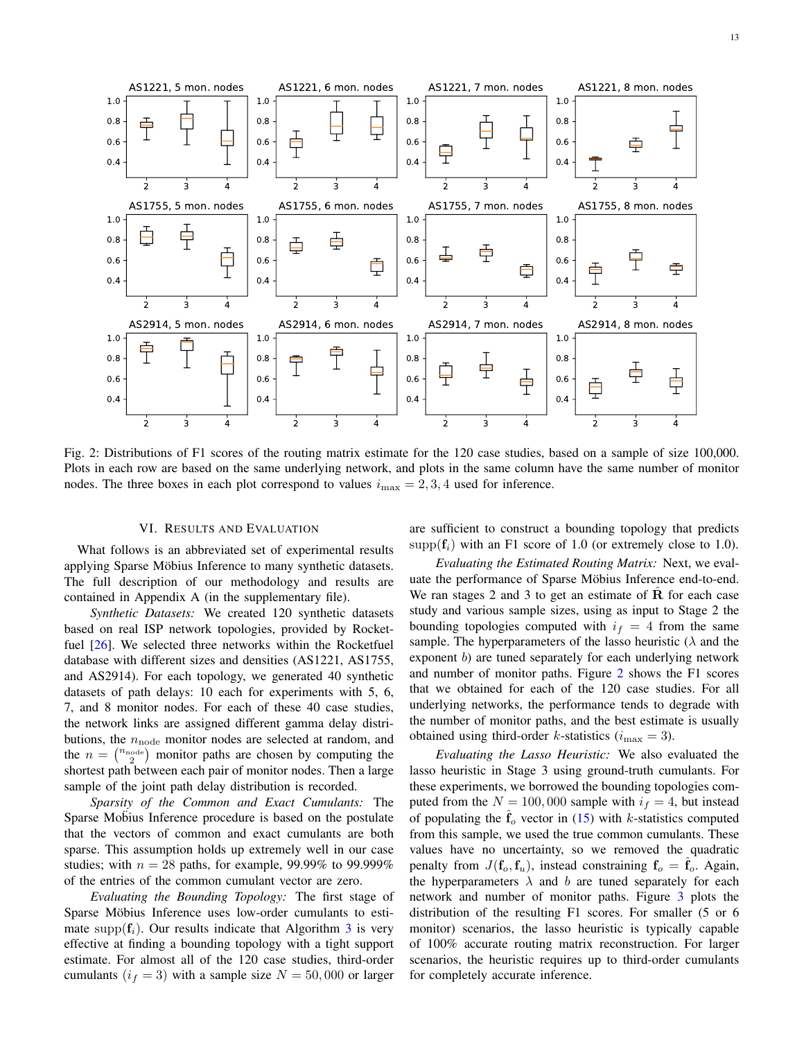Fig. 2: Distributions of F1 scores of the routing matrix estimate for the 120 case studies, based on a sample of size 100,000. Plots in each row are based on the same underlying network, and plots in the same column have the same number of monitor nodes. The three boxes in each plot correspond to values $i_{\max} = 2, 3, 4$ used for inference.

## VI. Results and Evaluation

What follows is an abbreviated set of experimental results applying Sparse Möbius Inference to many synthetic datasets. The full description of our methodology and results are contained in Appendix A (in the supplementary file).

*Synthetic Datasets:* We created 120 synthetic datasets based on real ISP network topologies, provided by Rocketfuel [26]. We selected three networks within the Rocketfuel database with different sizes and densities (AS1221, AS1755, and AS2914). For each topology, we generated 40 synthetic datasets of path delays: 10 each for experiments with 5, 6, 7, and 8 monitor nodes. For each of these 40 case studies, the network links are assigned different gamma delay distributions, the $n_{\text{node}}$ monitor nodes are selected at random, and the $n = \binom{n_{\text{node}}}{2}$ monitor paths are chosen by computing the shortest path between each pair of monitor nodes. Then a large sample of the joint path delay distribution is recorded.

*Sparsity of the Common and Exact Cumulants:* The Sparse Möbius Inference procedure is based on the postulate that the vectors of common and exact cumulants are both sparse. This assumption holds up extremely well in our case studies; with $n = 28$ paths, for example, 99.99% to 99.999% of the entries of the common cumulant vector are zero.

*Evaluating the Bounding Topology:* The first stage of Sparse Möbius Inference uses low-order cumulants to estimate $\operatorname{supp}(\mathbf{f}_i)$. Our results indicate that Algorithm 3 is very effective at finding a bounding topology with a tight support estimate. For almost all of the 120 case studies, third-order cumulants ($i_f = 3$) with a sample size $N = 50,000$ or larger are sufficient to construct a bounding topology that predicts $\operatorname{supp}(\mathbf{f}_i)$ with an F1 score of 1.0 (or extremely close to 1.0).

*Evaluating the Estimated Routing Matrix:* Next, we evaluate the performance of Sparse Möbius Inference end-to-end. We ran stages 2 and 3 to get an estimate of $\hat{\mathbf{R}}$ for each case study and various sample sizes, using as input to Stage 2 the bounding topologies computed with $i_f = 4$ from the same sample. The hyperparameters of the lasso heuristic ($\lambda$ and the exponent $b$) are tuned separately for each underlying network and number of monitor paths. Figure 2 shows the F1 scores that we obtained for each of the 120 case studies. For all underlying networks, the performance tends to degrade with the number of monitor paths, and the best estimate is usually obtained using third-order $k$-statistics ($i_{\max} = 3$).

*Evaluating the Lasso Heuristic:* We also evaluated the lasso heuristic in Stage 3 using ground-truth cumulants. For these experiments, we borrowed the bounding topologies computed from the $N = 100,000$ sample with $i_f = 4$, but instead of populating the $\hat{\mathbf{f}}_o$ vector in (15) with $k$-statistics computed from this sample, we used the true common cumulants. These values have no uncertainty, so we removed the quadratic penalty from $J(\mathbf{f}_o, \mathbf{f}_u)$, instead constraining $\mathbf{f}_o = \hat{\mathbf{f}}_o$. Again, the hyperparameters $\lambda$ and $b$ are tuned separately for each network and number of monitor paths. Figure 3 plots the distribution of the resulting F1 scores. For smaller (5 or 6 monitor) scenarios, the lasso heuristic is typically capable of 100% accurate routing matrix reconstruction. For larger scenarios, the heuristic requires up to third-order cumulants for completely accurate inference.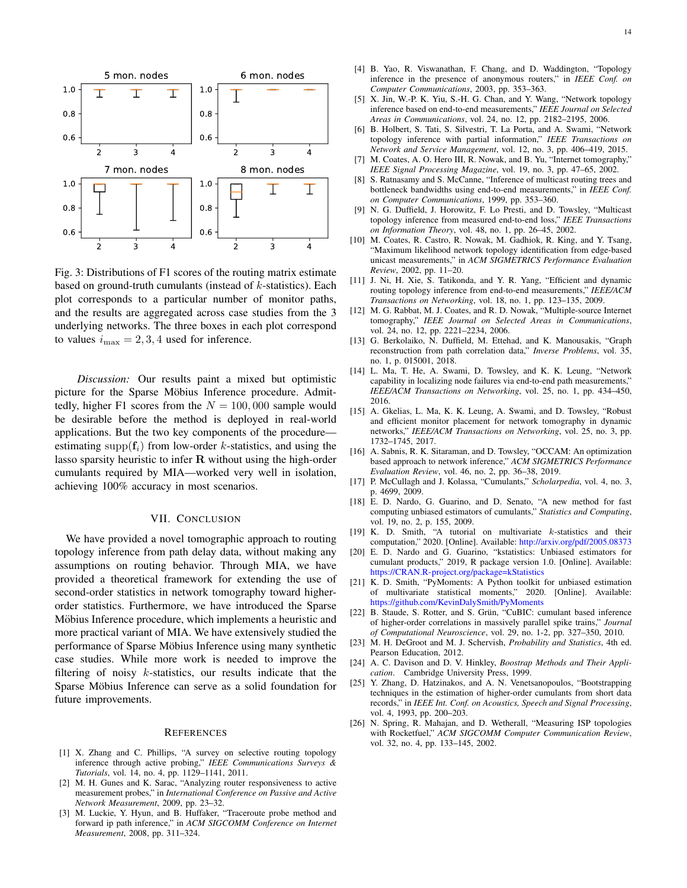Fig. 3: Distributions of F1 scores of the routing matrix estimate based on ground-truth cumulants (instead of $k$-statistics). Each plot corresponds to a particular number of monitor paths, and the results are aggregated across case studies from the 3 underlying networks. The three boxes in each plot correspond to values $i_{\max} = 2, 3, 4$ used for inference.

*Discussion:* Our results paint a mixed but optimistic picture for the Sparse Möbius Inference procedure. Admittedly, higher F1 scores from the $N = 100,000$ sample would be desirable before the method is deployed in real-world applications. But the two key components of the procedure—estimating $\mathrm{supp}(\mathbf{f}_i)$ from low-order $k$-statistics, and using the lasso sparsity heuristic to infer $\mathbf{R}$ without using the high-order cumulants required by MIA—worked very well in isolation, achieving 100% accuracy in most scenarios.

## VII. Conclusion

We have provided a novel tomographic approach to routing topology inference from path delay data, without making any assumptions on routing behavior. Through MIA, we have provided a theoretical framework for extending the use of second-order statistics in network tomography toward higher-order statistics. Furthermore, we have introduced the Sparse Möbius Inference procedure, which implements a heuristic and more practical variant of MIA. We have extensively studied the performance of Sparse Möbius Inference using many synthetic case studies. While more work is needed to improve the filtering of noisy $k$-statistics, our results indicate that the Sparse Möbius Inference can serve as a solid foundation for future improvements.

## References

[1] X. Zhang and C. Phillips, "A survey on selective routing topology inference through active probing," *IEEE Communications Surveys & Tutorials*, vol. 14, no. 4, pp. 1129–1141, 2011.

[2] M. H. Gunes and K. Sarac, "Analyzing router responsiveness to active measurement probes," in *International Conference on Passive and Active Network Measurement*, 2009, pp. 23–32.

[3] M. Luckie, Y. Hyun, and B. Huffaker, "Traceroute probe method and forward ip path inference," in *ACM SIGCOMM Conference on Internet Measurement*, 2008, pp. 311–324.

[4] B. Yao, R. Viswanathan, F. Chang, and D. Waddington, "Topology inference in the presence of anonymous routers," in *IEEE Conf. on Computer Communications*, 2003, pp. 353–363.

[5] X. Jin, W.-P. K. Yiu, S.-H. G. Chan, and Y. Wang, "Network topology inference based on end-to-end measurements," *IEEE Journal on Selected Areas in Communications*, vol. 24, no. 12, pp. 2182–2195, 2006.

[6] B. Holbert, S. Tati, S. Silvestri, T. La Porta, and A. Swami, "Network topology inference with partial information," *IEEE Transactions on Network and Service Management*, vol. 12, no. 3, pp. 406–419, 2015.

[7] M. Coates, A. O. Hero III, R. Nowak, and B. Yu, "Internet tomography," *IEEE Signal Processing Magazine*, vol. 19, no. 3, pp. 47–65, 2002.

[8] S. Ratnasamy and S. McCanne, "Inference of multicast routing trees and bottleneck bandwidths using end-to-end measurements," in *IEEE Conf. on Computer Communications*, 1999, pp. 353–360.

[9] N. G. Duffield, J. Horowitz, F. Lo Presti, and D. Towsley, "Multicast topology inference from measured end-to-end loss," *IEEE Transactions on Information Theory*, vol. 48, no. 1, pp. 26–45, 2002.

[10] M. Coates, R. Castro, R. Nowak, M. Gadhiok, R. King, and Y. Tsang, "Maximum likelihood network topology identification from edge-based unicast measurements," in *ACM SIGMETRICS Performance Evaluation Review*, 2002, pp. 11–20.

[11] J. Ni, H. Xie, S. Tatikonda, and Y. R. Yang, "Efficient and dynamic routing topology inference from end-to-end measurements," *IEEE/ACM Transactions on Networking*, vol. 18, no. 1, pp. 123–135, 2009.

[12] M. G. Rabbat, M. J. Coates, and R. D. Nowak, "Multiple-source Internet tomography," *IEEE Journal on Selected Areas in Communications*, vol. 24, no. 12, pp. 2221–2234, 2006.

[13] G. Berkolaiko, N. Duffield, M. Ettehad, and K. Manousakis, "Graph reconstruction from path correlation data," *Inverse Problems*, vol. 35, no. 1, p. 015001, 2018.

[14] L. Ma, T. He, A. Swami, D. Towsley, and K. K. Leung, "Network capability in localizing node failures via end-to-end path measurements," *IEEE/ACM Transactions on Networking*, vol. 25, no. 1, pp. 434–450, 2016.

[15] A. Gkelias, L. Ma, K. K. Leung, A. Swami, and D. Towsley, "Robust and efficient monitor placement for network tomography in dynamic networks," *IEEE/ACM Transactions on Networking*, vol. 25, no. 3, pp. 1732–1745, 2017.

[16] A. Sabnis, R. K. Sitaraman, and D. Towsley, "OCCAM: An optimization based approach to network inference," *ACM SIGMETRICS Performance Evaluation Review*, vol. 46, no. 2, pp. 36–38, 2019.

[17] P. McCullagh and J. Kolassa, "Cumulants," *Scholarpedia*, vol. 4, no. 3, p. 4699, 2009.

[18] E. D. Nardo, G. Guarino, and D. Senato, "A new method for fast computing unbiased estimators of cumulants," *Statistics and Computing*, vol. 19, no. 2, p. 155, 2009.

[19] K. D. Smith, "A tutorial on multivariate $k$-statistics and their computation," 2020. [Online]. Available: http://arxiv.org/pdf/2005.08373

[20] E. D. Nardo and G. Guarino, "kstatistics: Unbiased estimators for cumulant products," 2019, R package version 1.0. [Online]. Available: https://CRAN.R-project.org/package=kStatistics

[21] K. D. Smith, "PyMoments: A Python toolkit for unbiased estimation of multivariate statistical moments," 2020. [Online]. Available: https://github.com/KevinDalySmith/PyMoments

[22] B. Staude, S. Rotter, and S. Grün, "CuBIC: cumulant based inference of higher-order correlations in massively parallel spike trains," *Journal of Computational Neuroscience*, vol. 29, no. 1-2, pp. 327–350, 2010.

[23] M. H. DeGroot and M. J. Schervish, *Probability and Statistics*, 4th ed. Pearson Education, 2012.

[24] A. C. Davison and D. V. Hinkley, *Boostrap Methods and Their Application*. Cambridge University Press, 1999.

[25] Y. Zhang, D. Hatzinakos, and A. N. Venetsanopoulos, "Bootstrapping techniques in the estimation of higher-order cumulants from short data records," in *IEEE Int. Conf. on Acoustics, Speech and Signal Processing*, vol. 4, 1993, pp. 200–203.

[26] N. Spring, R. Mahajan, and D. Wetherall, "Measuring ISP topologies with Rocketfuel," *ACM SIGCOMM Computer Communication Review*, vol. 32, no. 4, pp. 133–145, 2002.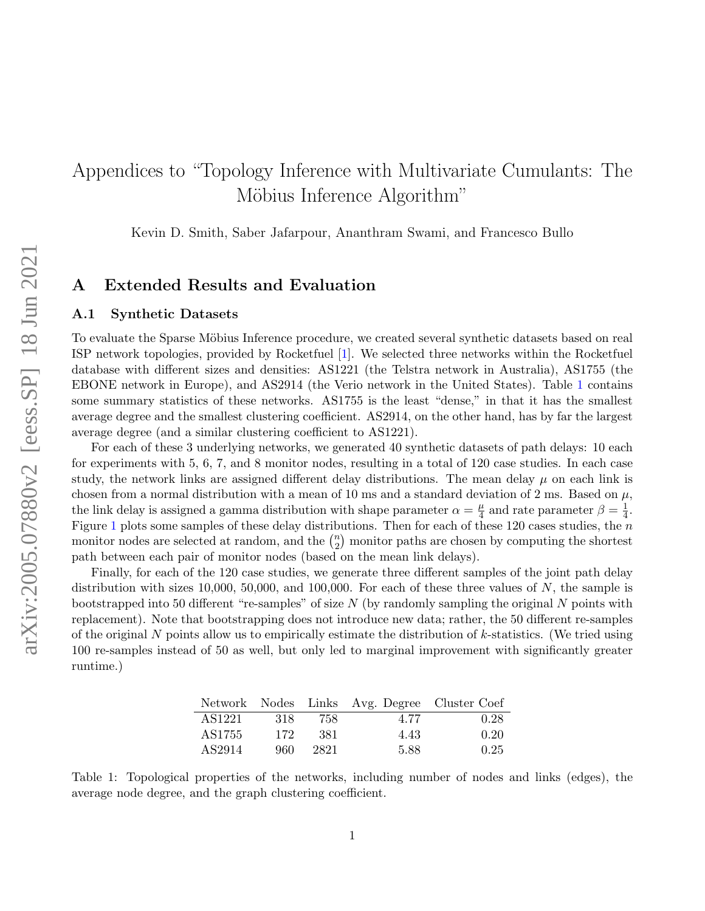# Appendices to "Topology Inference with Multivariate Cumulants: The Möbius Inference Algorithm"

Kevin D. Smith, Saber Jafarpour, Ananthram Swami, and Francesco Bullo

## A Extended Results and Evaluation

### A.1 Synthetic Datasets

To evaluate the Sparse Möbius Inference procedure, we created several synthetic datasets based on real ISP network topologies, provided by Rocketfuel [1]. We selected three networks within the Rocketfuel database with different sizes and densities: AS1221 (the Telstra network in Australia), AS1755 (the EBONE network in Europe), and AS2914 (the Verio network in the United States). Table 1 contains some summary statistics of these networks. AS1755 is the least "dense," in that it has the smallest average degree and the smallest clustering coefficient. AS2914, on the other hand, has by far the largest average degree (and a similar clustering coefficient to AS1221).

For each of these 3 underlying networks, we generated 40 synthetic datasets of path delays: 10 each for experiments with 5, 6, 7, and 8 monitor nodes, resulting in a total of 120 case studies. In each case study, the network links are assigned different delay distributions. The mean delay $\mu$ on each link is chosen from a normal distribution with a mean of 10 ms and a standard deviation of 2 ms. Based on $\mu$, the link delay is assigned a gamma distribution with shape parameter $\alpha = \frac{\mu}{4}$ and rate parameter $\beta = \frac{1}{4}$. Figure 1 plots some samples of these delay distributions. Then for each of these 120 cases studies, the $n$ monitor nodes are selected at random, and the $\binom{n}{2}$ monitor paths are chosen by computing the shortest path between each pair of monitor nodes (based on the mean link delays).

Finally, for each of the 120 case studies, we generate three different samples of the joint path delay distribution with sizes 10,000, 50,000, and 100,000. For each of these three values of $N$, the sample is bootstrapped into 50 different "re-samples" of size $N$ (by randomly sampling the original $N$ points with replacement). Note that bootstrapping does not introduce new data; rather, the 50 different re-samples of the original $N$ points allow us to empirically estimate the distribution of $k$-statistics. (We tried using 100 re-samples instead of 50 as well, but only led to marginal improvement with significantly greater runtime.)

| Network | Nodes | Links | Avg. Degree | Cluster Coef |
|---|---|---|---|---|
| AS1221 | 318 | 758 | 4.77 | 0.28 |
| AS1755 | 172 | 381 | 4.43 | 0.20 |
| AS2914 | 960 | 2821 | 5.88 | 0.25 |

Table 1: Topological properties of the networks, including number of nodes and links (edges), the average node degree, and the graph clustering coefficient.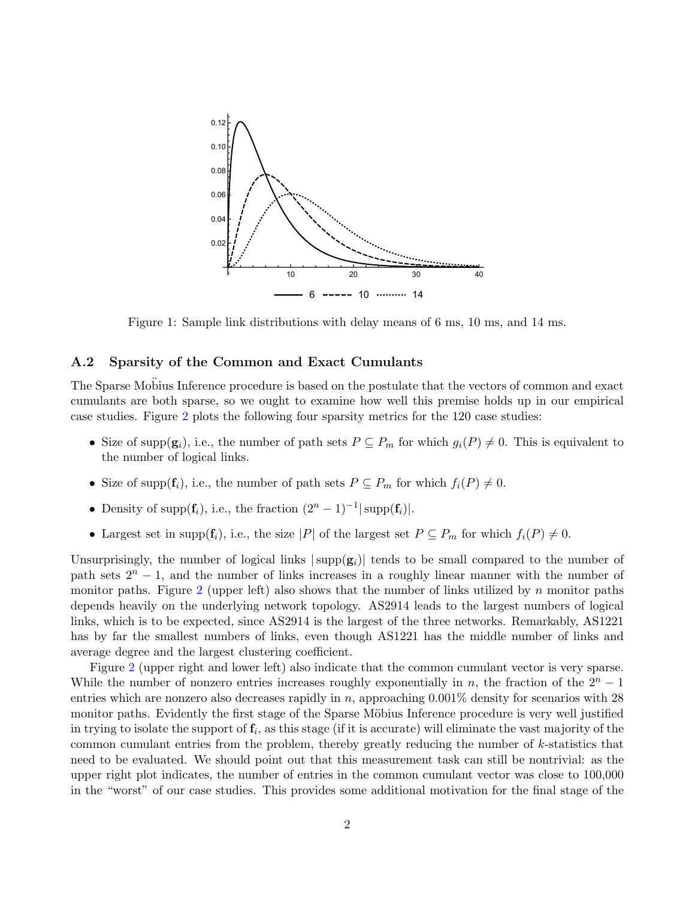Figure 1: Sample link distributions with delay means of 6 ms, 10 ms, and 14 ms.

### A.2 Sparsity of the Common and Exact Cumulants

The Sparse Möbius Inference procedure is based on the postulate that the vectors of common and exact cumulants are both sparse, so we ought to examine how well this premise holds up in our empirical case studies. Figure 2 plots the following four sparsity metrics for the 120 case studies:

- Size of $\mathrm{supp}(\mathbf{g}_i)$, i.e., the number of path sets $P \subseteq P_m$ for which $g_i(P) \neq 0$. This is equivalent to the number of logical links.
- Size of $\mathrm{supp}(\mathbf{f}_i)$, i.e., the number of path sets $P \subseteq P_m$ for which $f_i(P) \neq 0$.
- Density of $\mathrm{supp}(\mathbf{f}_i)$, i.e., the fraction $(2^n - 1)^{-1}|\,\mathrm{supp}(\mathbf{f}_i)|$.
- Largest set in $\mathrm{supp}(\mathbf{f}_i)$, i.e., the size $|P|$ of the largest set $P \subseteq P_m$ for which $f_i(P) \neq 0$.

Unsurprisingly, the number of logical links $|\,\mathrm{supp}(\mathbf{g}_i)|$ tends to be small compared to the number of path sets $2^n - 1$, and the number of links increases in a roughly linear manner with the number of monitor paths. Figure 2 (upper left) also shows that the number of links utilized by $n$ monitor paths depends heavily on the underlying network topology. AS2914 leads to the largest numbers of logical links, which is to be expected, since AS2914 is the largest of the three networks. Remarkably, AS1221 has by far the smallest numbers of links, even though AS1221 has the middle number of links and average degree and the largest clustering coefficient.

Figure 2 (upper right and lower left) also indicate that the common cumulant vector is very sparse. While the number of nonzero entries increases roughly exponentially in $n$, the fraction of the $2^n - 1$ entries which are nonzero also decreases rapidly in $n$, approaching 0.001% density for scenarios with 28 monitor paths. Evidently the first stage of the Sparse Möbius Inference procedure is very well justified in trying to isolate the support of $\mathbf{f}_i$, as this stage (if it is accurate) will eliminate the vast majority of the common cumulant entries from the problem, thereby greatly reducing the number of $k$-statistics that need to be evaluated. We should point out that this measurement task can still be nontrivial: as the upper right plot indicates, the number of entries in the common cumulant vector was close to 100,000 in the "worst" of our case studies. This provides some additional motivation for the final stage of the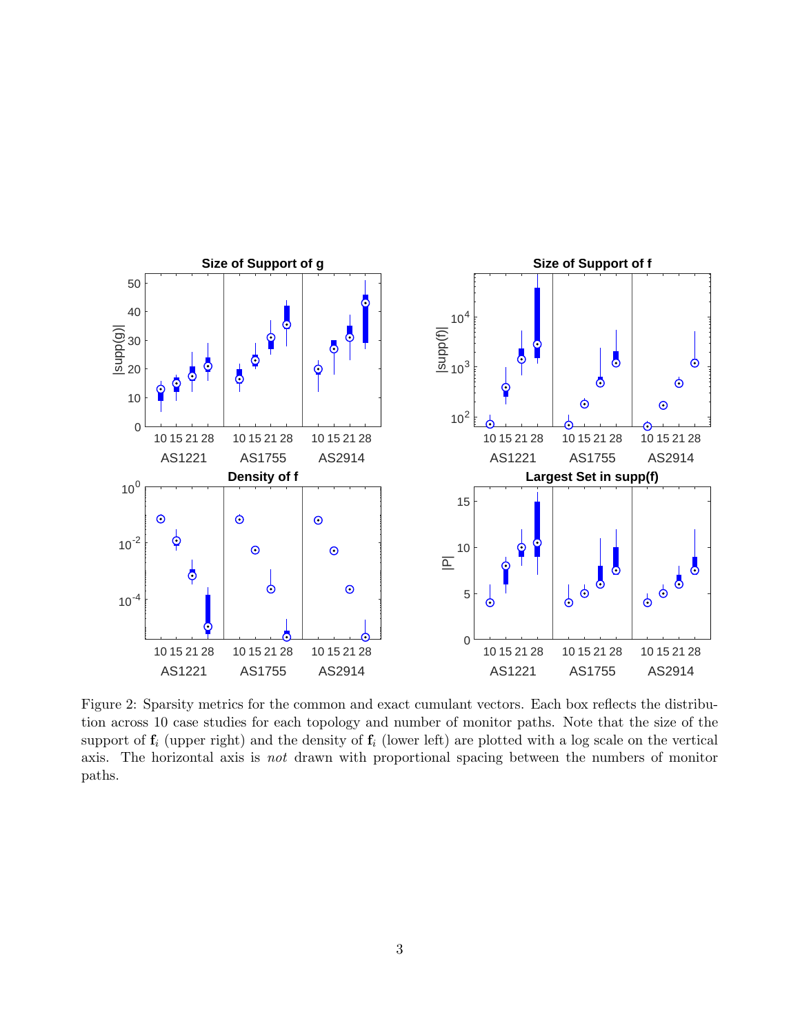Figure 2: Sparsity metrics for the common and exact cumulant vectors. Each box reflects the distribution across 10 case studies for each topology and number of monitor paths. Note that the size of the support of $\mathbf{f}_i$ (upper right) and the density of $\mathbf{f}_i$ (lower left) are plotted with a log scale on the vertical axis. The horizontal axis is *not* drawn with proportional spacing between the numbers of monitor paths.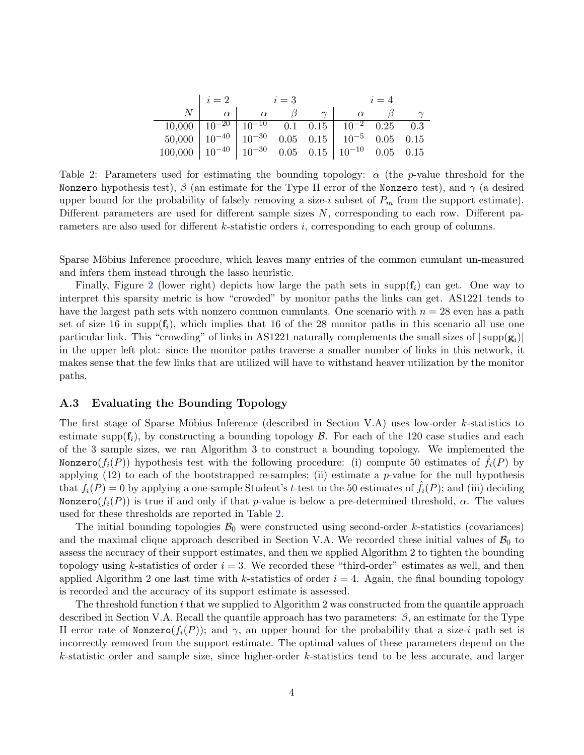| | $i=2$ | $i=3$ | | | $i=4$ | | |
|---|---|---|---|---|---|---|---|
| $N$ | $\alpha$ | $\alpha$ | $\beta$ | $\gamma$ | $\alpha$ | $\beta$ | $\gamma$ |
| 10,000 | $10^{-20}$ | $10^{-10}$ | 0.1 | 0.15 | $10^{-2}$ | 0.25 | 0.3 |
| 50,000 | $10^{-40}$ | $10^{-30}$ | 0.05 | 0.15 | $10^{-5}$ | 0.05 | 0.15 |
| 100,000 | $10^{-40}$ | $10^{-30}$ | 0.05 | 0.15 | $10^{-10}$ | 0.05 | 0.15 |

Table 2: Parameters used for estimating the bounding topology: $\alpha$ (the $p$-value threshold for the `Nonzero` hypothesis test), $\beta$ (an estimate for the Type II error of the `Nonzero` test), and $\gamma$ (a desired upper bound for the probability of falsely removing a size-$i$ subset of $P_m$ from the support estimate). Different parameters are used for different sample sizes $N$, corresponding to each row. Different parameters are also used for different $k$-statistic orders $i$, corresponding to each group of columns.

Sparse Möbius Inference procedure, which leaves many entries of the common cumulant un-measured and infers them instead through the lasso heuristic.

Finally, Figure 2 (lower right) depicts how large the path sets in $\text{supp}(\mathbf{f}_i)$ can get. One way to interpret this sparsity metric is how "crowded" by monitor paths the links can get. AS1221 tends to have the largest path sets with nonzero common cumulants. One scenario with $n = 28$ even has a path set of size 16 in $\text{supp}(\mathbf{f}_i)$, which implies that 16 of the 28 monitor paths in this scenario all use one particular link. This "crowding" of links in AS1221 naturally complements the small sizes of $|\text{supp}(\mathbf{g}_i)|$ in the upper left plot: since the monitor paths traverse a smaller number of links in this network, it makes sense that the few links that are utilized will have to withstand heaver utilization by the monitor paths.

### A.3 Evaluating the Bounding Topology

The first stage of Sparse Möbius Inference (described in Section V.A) uses low-order $k$-statistics to estimate $\text{supp}(\mathbf{f}_i)$, by constructing a bounding topology $\mathcal{B}$. For each of the 120 case studies and each of the 3 sample sizes, we ran Algorithm 3 to construct a bounding topology. We implemented the `Nonzero`$(f_i(P))$ hypothesis test with the following procedure: (i) compute 50 estimates of $\hat{f}_i(P)$ by applying (12) to each of the bootstrapped re-samples; (ii) estimate a $p$-value for the null hypothesis that $f_i(P) = 0$ by applying a one-sample Student's $t$-test to the 50 estimates of $\hat{f}_i(P)$; and (iii) deciding `Nonzero`$(f_i(P))$ is true if and only if that $p$-value is below a pre-determined threshold, $\alpha$. The values used for these thresholds are reported in Table 2.

The initial bounding topologies $\mathcal{B}_0$ were constructed using second-order $k$-statistics (covariances) and the maximal clique approach described in Section V.A. We recorded these initial values of $\mathcal{B}_0$ to assess the accuracy of their support estimates, and then we applied Algorithm 2 to tighten the bounding topology using $k$-statistics of order $i = 3$. We recorded these "third-order" estimates as well, and then applied Algorithm 2 one last time with $k$-statistics of order $i = 4$. Again, the final bounding topology is recorded and the accuracy of its support estimate is assessed.

The threshold function $t$ that we supplied to Algorithm 2 was constructed from the quantile approach described in Section V.A. Recall the quantile approach has two parameters: $\beta$, an estimate for the Type II error rate of `Nonzero`$(f_i(P))$; and $\gamma$, an upper bound for the probability that a size-$i$ path set is incorrectly removed from the support estimate. The optimal values of these parameters depend on the $k$-statistic order and sample size, since higher-order $k$-statistics tend to be less accurate, and larger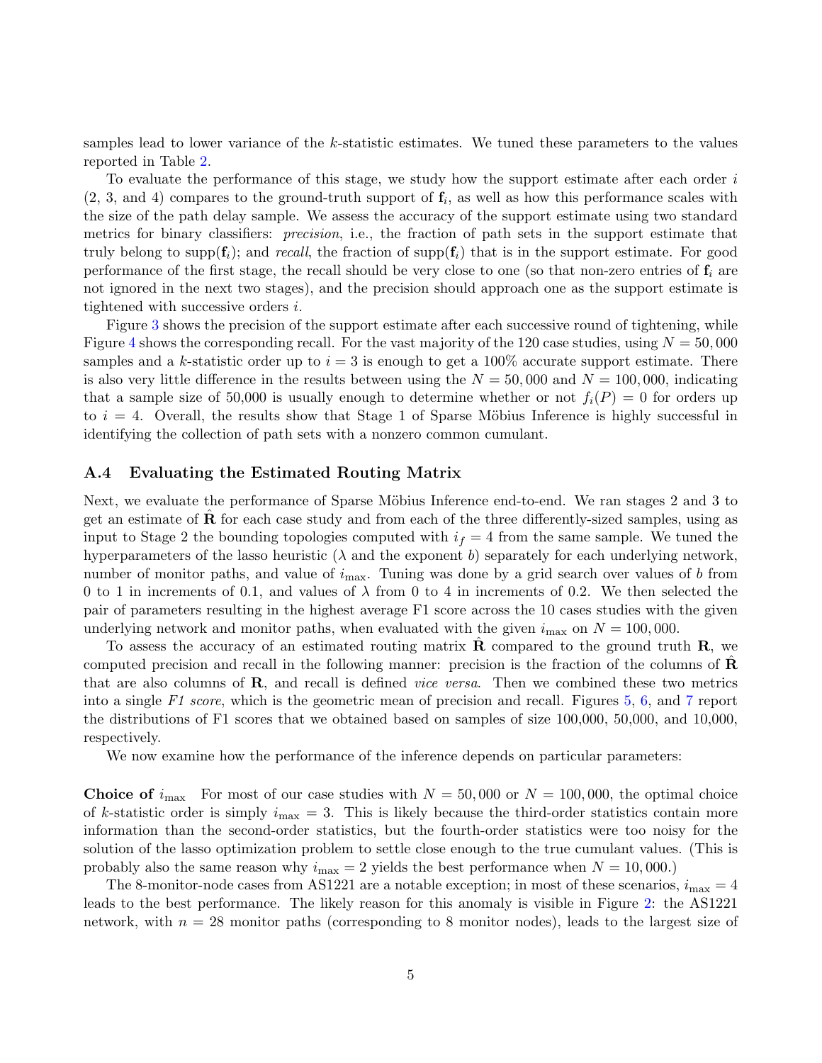samples lead to lower variance of the $k$-statistic estimates. We tuned these parameters to the values reported in Table 2.

To evaluate the performance of this stage, we study how the support estimate after each order $i$ (2, 3, and 4) compares to the ground-truth support of $\mathbf{f}_i$, as well as how this performance scales with the size of the path delay sample. We assess the accuracy of the support estimate using two standard metrics for binary classifiers: *precision*, i.e., the fraction of path sets in the support estimate that truly belong to $\mathrm{supp}(\mathbf{f}_i)$; and *recall*, the fraction of $\mathrm{supp}(\mathbf{f}_i)$ that is in the support estimate. For good performance of the first stage, the recall should be very close to one (so that non-zero entries of $\mathbf{f}_i$ are not ignored in the next two stages), and the precision should approach one as the support estimate is tightened with successive orders $i$.

Figure 3 shows the precision of the support estimate after each successive round of tightening, while Figure 4 shows the corresponding recall. For the vast majority of the 120 case studies, using $N = 50,000$ samples and a $k$-statistic order up to $i = 3$ is enough to get a 100% accurate support estimate. There is also very little difference in the results between using the $N = 50,000$ and $N = 100,000$, indicating that a sample size of 50,000 is usually enough to determine whether or not $f_i(P) = 0$ for orders up to $i = 4$. Overall, the results show that Stage 1 of Sparse Möbius Inference is highly successful in identifying the collection of path sets with a nonzero common cumulant.

### A.4 Evaluating the Estimated Routing Matrix

Next, we evaluate the performance of Sparse Möbius Inference end-to-end. We ran stages 2 and 3 to get an estimate of $\hat{\mathbf{R}}$ for each case study and from each of the three differently-sized samples, using as input to Stage 2 the bounding topologies computed with $i_f = 4$ from the same sample. We tuned the hyperparameters of the lasso heuristic ($\lambda$ and the exponent $b$) separately for each underlying network, number of monitor paths, and value of $i_{\max}$. Tuning was done by a grid search over values of $b$ from 0 to 1 in increments of 0.1, and values of $\lambda$ from 0 to 4 in increments of 0.2. We then selected the pair of parameters resulting in the highest average F1 score across the 10 cases studies with the given underlying network and monitor paths, when evaluated with the given $i_{\max}$ on $N = 100,000$.

To assess the accuracy of an estimated routing matrix $\hat{\mathbf{R}}$ compared to the ground truth $\mathbf{R}$, we computed precision and recall in the following manner: precision is the fraction of the columns of $\hat{\mathbf{R}}$ that are also columns of $\mathbf{R}$, and recall is defined *vice versa*. Then we combined these two metrics into a single *F1 score*, which is the geometric mean of precision and recall. Figures 5, 6, and 7 report the distributions of F1 scores that we obtained based on samples of size 100,000, 50,000, and 10,000, respectively.

We now examine how the performance of the inference depends on particular parameters:

**Choice of $i_{\max}$** For most of our case studies with $N = 50,000$ or $N = 100,000$, the optimal choice of $k$-statistic order is simply $i_{\max} = 3$. This is likely because the third-order statistics contain more information than the second-order statistics, but the fourth-order statistics were too noisy for the solution of the lasso optimization problem to settle close enough to the true cumulant values. (This is probably also the same reason why $i_{\max} = 2$ yields the best performance when $N = 10,000$.)

The 8-monitor-node cases from AS1221 are a notable exception; in most of these scenarios, $i_{\max} = 4$ leads to the best performance. The likely reason for this anomaly is visible in Figure 2: the AS1221 network, with $n = 28$ monitor paths (corresponding to 8 monitor nodes), leads to the largest size of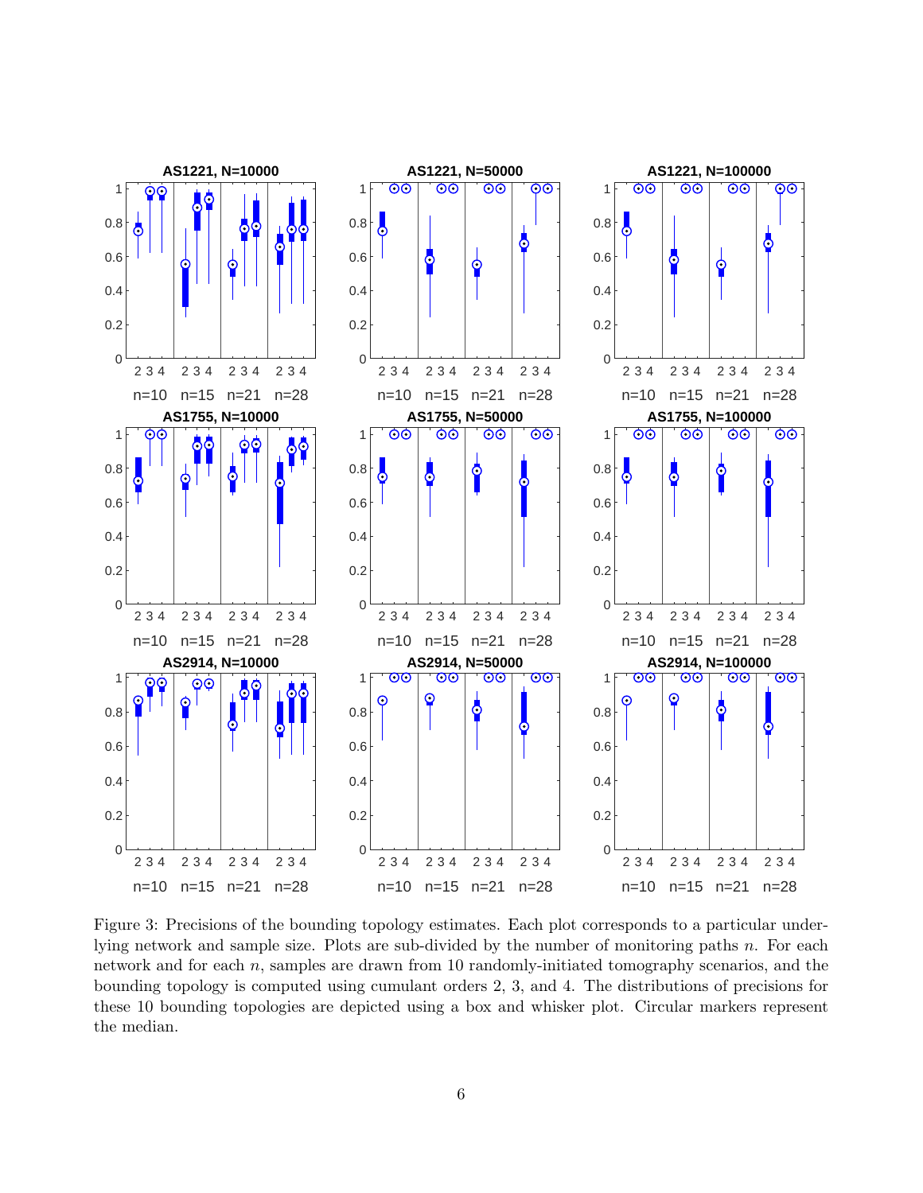Figure 3: Precisions of the bounding topology estimates. Each plot corresponds to a particular underlying network and sample size. Plots are sub-divided by the number of monitoring paths $n$. For each network and for each $n$, samples are drawn from 10 randomly-initiated tomography scenarios, and the bounding topology is computed using cumulant orders 2, 3, and 4. The distributions of precisions for these 10 bounding topologies are depicted using a box and whisker plot. Circular markers represent the median.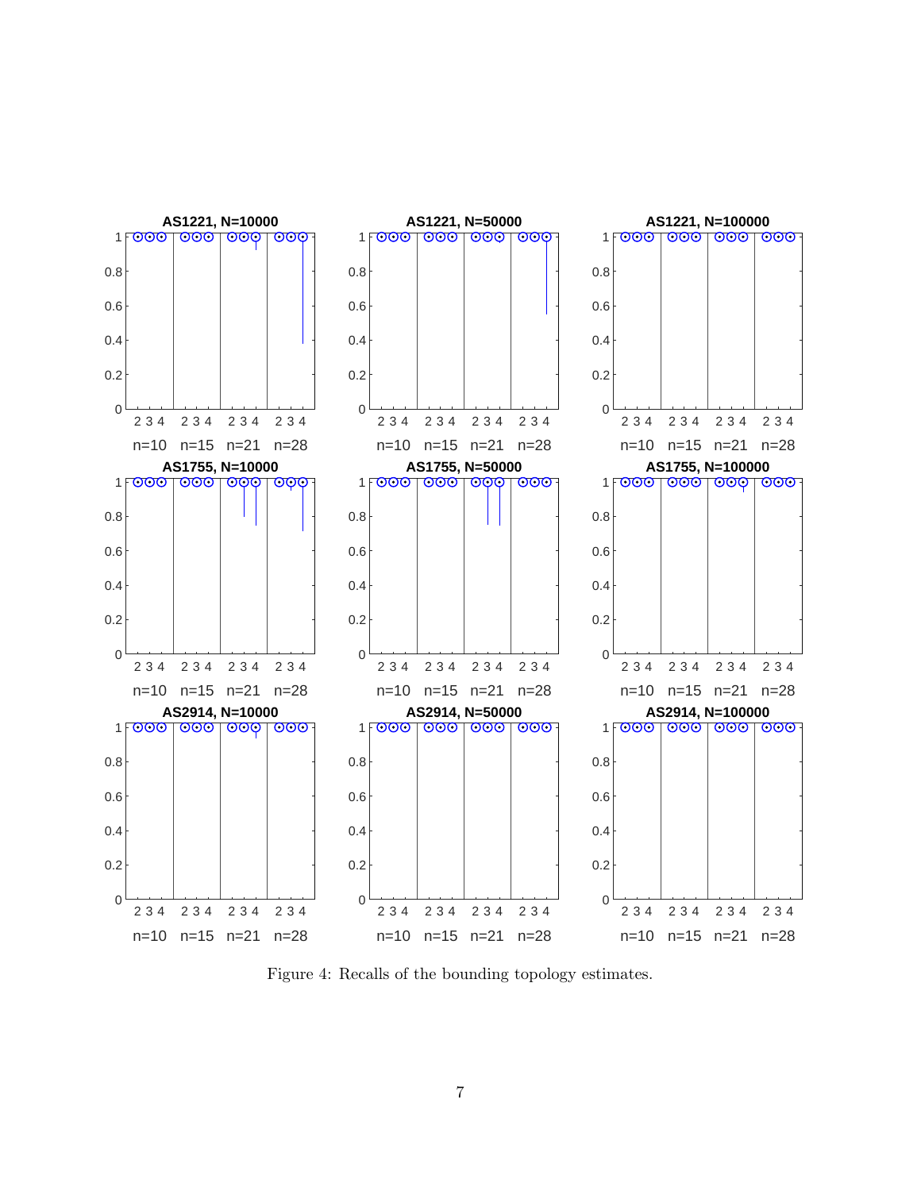Figure 4: Recalls of the bounding topology estimates.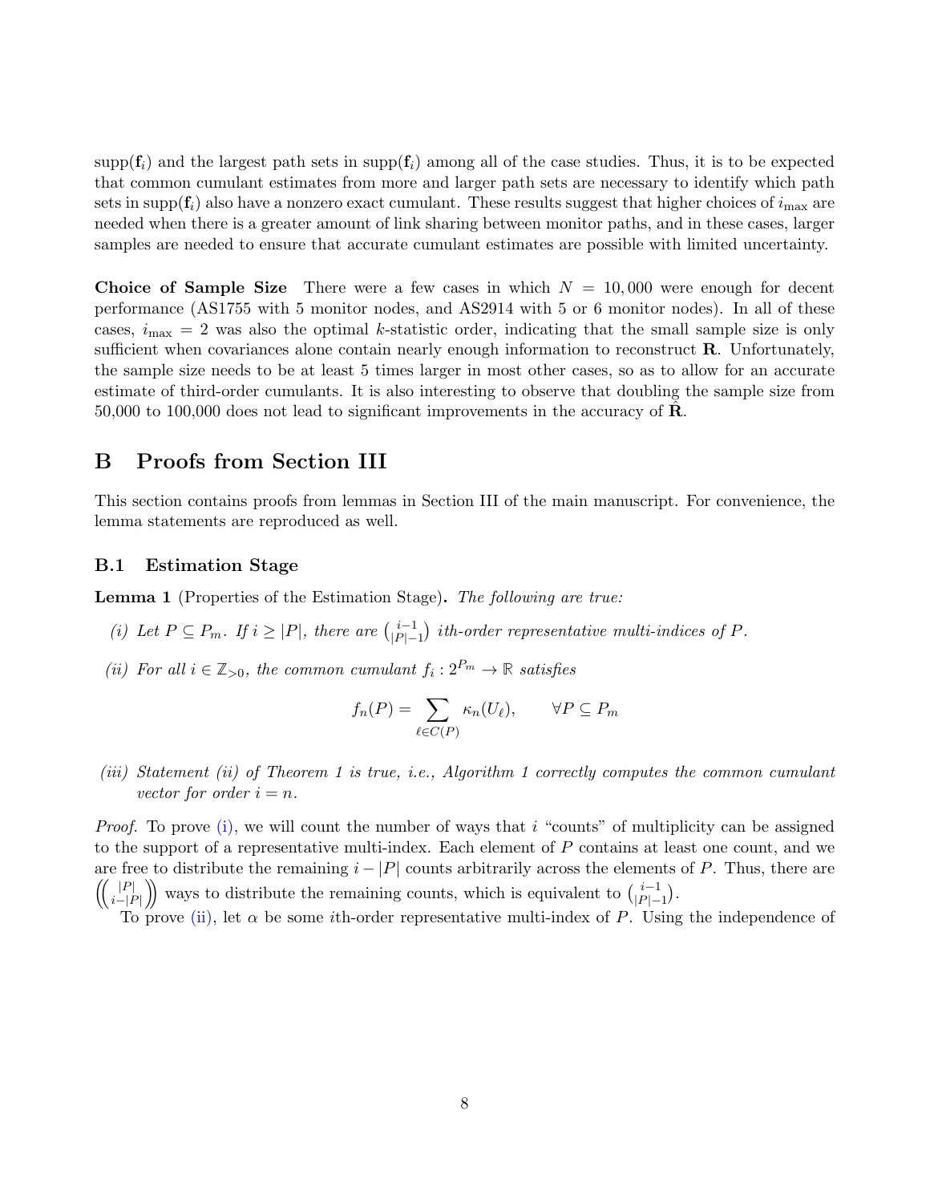$\text{supp}(\mathbf{f}_i)$ and the largest path sets in $\text{supp}(\mathbf{f}_i)$ among all of the case studies. Thus, it is to be expected that common cumulant estimates from more and larger path sets are necessary to identify which path sets in $\text{supp}(\mathbf{f}_i)$ also have a nonzero exact cumulant. These results suggest that higher choices of $i_{\max}$ are needed when there is a greater amount of link sharing between monitor paths, and in these cases, larger samples are needed to ensure that accurate cumulant estimates are possible with limited uncertainty.

**Choice of Sample Size** There were a few cases in which $N = 10,000$ were enough for decent performance (AS1755 with 5 monitor nodes, and AS2914 with 5 or 6 monitor nodes). In all of these cases, $i_{\max} = 2$ was also the optimal $k$-statistic order, indicating that the small sample size is only sufficient when covariances alone contain nearly enough information to reconstruct $\mathbf{R}$. Unfortunately, the sample size needs to be at least 5 times larger in most other cases, so as to allow for an accurate estimate of third-order cumulants. It is also interesting to observe that doubling the sample size from 50,000 to 100,000 does not lead to significant improvements in the accuracy of $\hat{\mathbf{R}}$.

# B Proofs from Section III

This section contains proofs from lemmas in Section III of the main manuscript. For convenience, the lemma statements are reproduced as well.

## B.1 Estimation Stage

**Lemma 1** (Properties of the Estimation Stage)**.** *The following are true:*

*(i) Let $P \subseteq P_m$. If $i \geq |P|$, there are $\binom{i-1}{|P|-1}$ ith-order representative multi-indices of $P$.*

*(ii) For all $i \in \mathbb{Z}_{>0}$, the common cumulant $f_i : 2^{P_m} \to \mathbb{R}$ satisfies*

$$f_n(P) = \sum_{\ell \in C(P)} \kappa_n(U_\ell), \qquad \forall P \subseteq P_m$$

*(iii) Statement (ii) of Theorem 1 is true, i.e., Algorithm 1 correctly computes the common cumulant vector for order $i = n$.*

*Proof.* To prove (i), we will count the number of ways that $i$ "counts" of multiplicity can be assigned to the support of a representative multi-index. Each element of $P$ contains at least one count, and we are free to distribute the remaining $i - |P|$ counts arbitrarily across the elements of $P$. Thus, there are $\left(\!\binom{|P|}{i-|P|}\!\right)$ ways to distribute the remaining counts, which is equivalent to $\binom{i-1}{|P|-1}$.

To prove (ii), let $\alpha$ be some $i$th-order representative multi-index of $P$. Using the independence of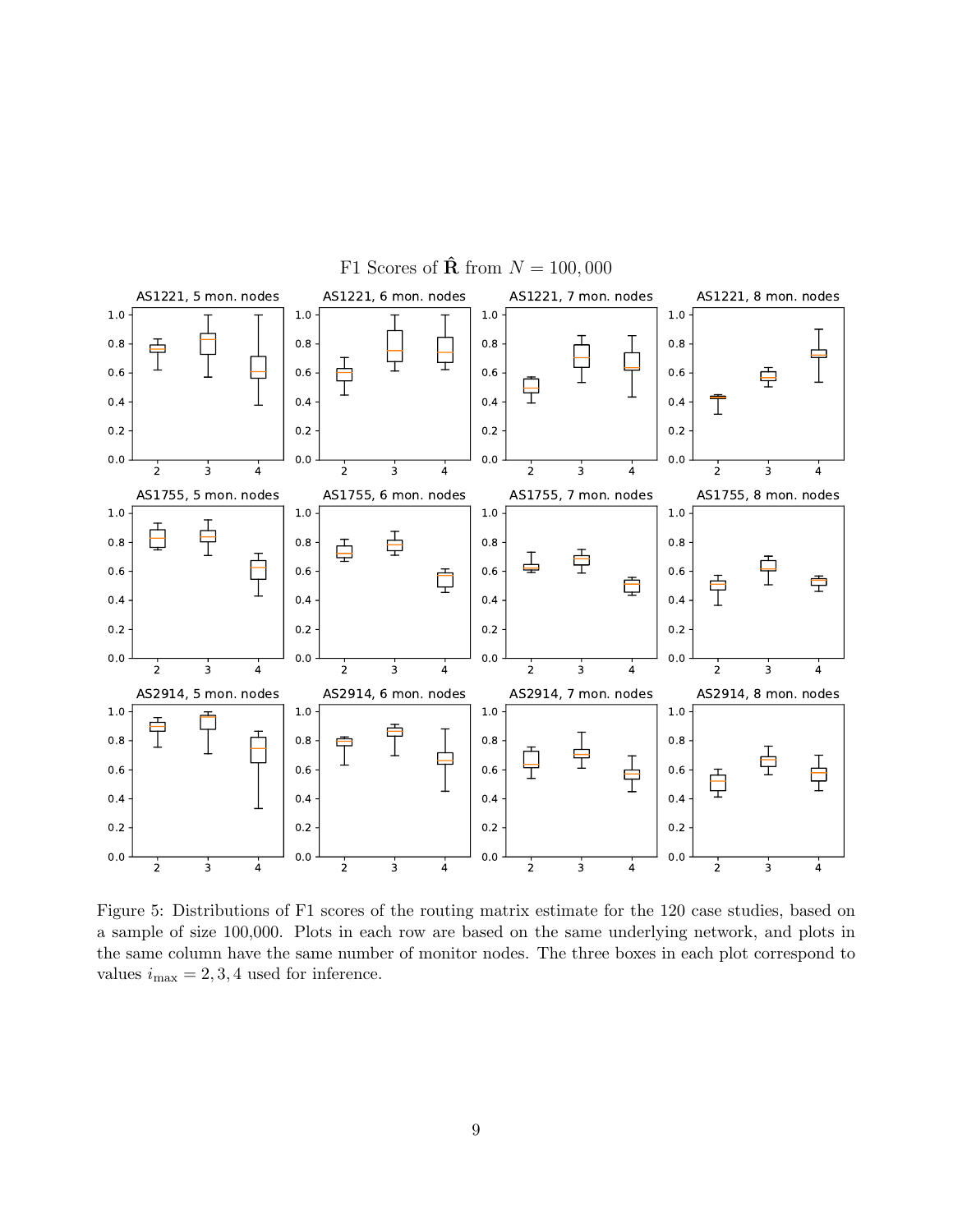F1 Scores of $\hat{\mathbf{R}}$ from $N = 100,000$

Figure 5: Distributions of F1 scores of the routing matrix estimate for the 120 case studies, based on a sample of size 100,000. Plots in each row are based on the same underlying network, and plots in the same column have the same number of monitor nodes. The three boxes in each plot correspond to values $i_{\max} = 2, 3, 4$ used for inference.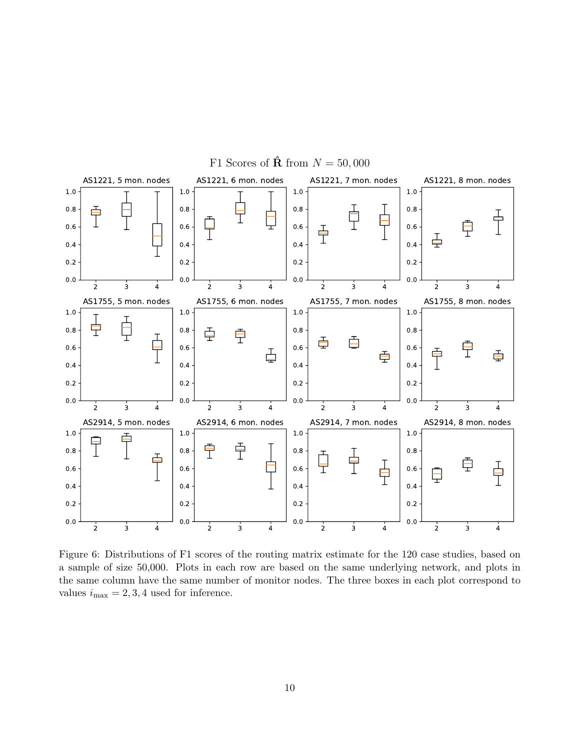F1 Scores of $\hat{\mathbf{R}}$ from $N = 50,000$

Figure 6: Distributions of F1 scores of the routing matrix estimate for the 120 case studies, based on a sample of size 50,000. Plots in each row are based on the same underlying network, and plots in the same column have the same number of monitor nodes. The three boxes in each plot correspond to values $i_{\max} = 2, 3, 4$ used for inference.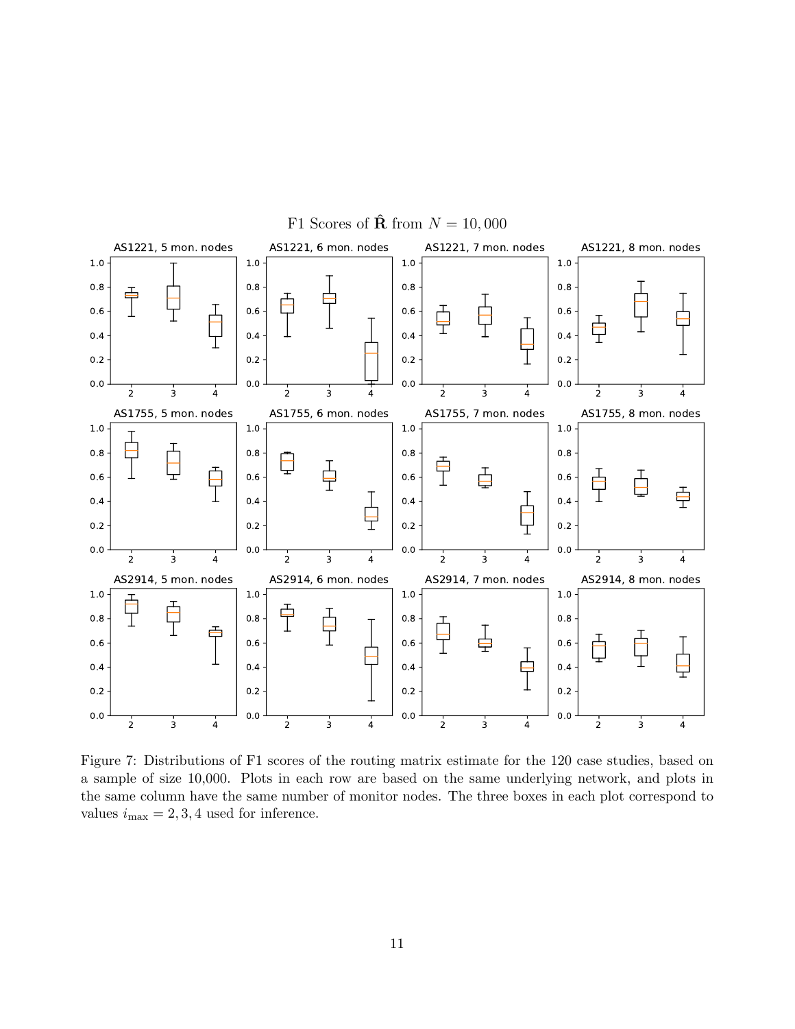F1 Scores of $\hat{\mathbf{R}}$ from $N = 10,000$

Figure 7: Distributions of F1 scores of the routing matrix estimate for the 120 case studies, based on a sample of size 10,000. Plots in each row are based on the same underlying network, and plots in the same column have the same number of monitor nodes. The three boxes in each plot correspond to values $i_{\max} = 2, 3, 4$ used for inference.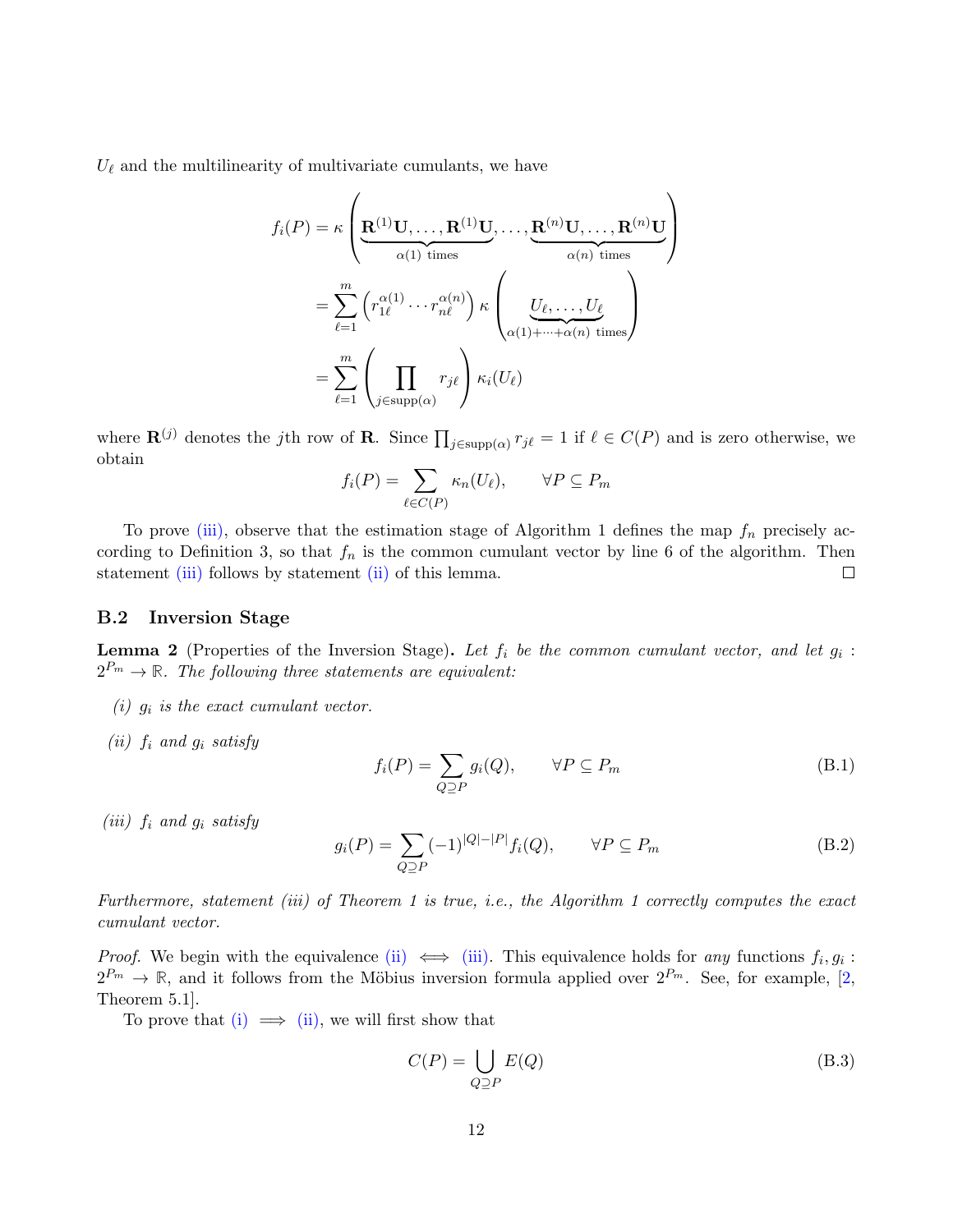$U_\ell$ and the multilinearity of multivariate cumulants, we have

$$
\begin{aligned}
f_i(P) &= \kappa\left(\underbrace{\mathbf{R}^{(1)}\mathbf{U},\ldots,\mathbf{R}^{(1)}\mathbf{U}}_{\alpha(1)\text{ times}},\ldots,\underbrace{\mathbf{R}^{(n)}\mathbf{U},\ldots,\mathbf{R}^{(n)}\mathbf{U}}_{\alpha(n)\text{ times}}\right) \\
&= \sum_{\ell=1}^{m}\left(r_{1\ell}^{\alpha(1)}\cdots r_{n\ell}^{\alpha(n)}\right)\kappa\left(\underbrace{U_\ell,\ldots,U_\ell}_{\alpha(1)+\cdots+\alpha(n)\text{ times}}\right) \\
&= \sum_{\ell=1}^{m}\left(\prod_{j\in\operatorname{supp}(\alpha)} r_{j\ell}\right)\kappa_i(U_\ell)
\end{aligned}
$$

where $\mathbf{R}^{(j)}$ denotes the $j$th row of $\mathbf{R}$. Since $\prod_{j\in\operatorname{supp}(\alpha)} r_{j\ell} = 1$ if $\ell \in C(P)$ and is zero otherwise, we obtain

$$
f_i(P) = \sum_{\ell\in C(P)} \kappa_n(U_\ell), \qquad \forall P \subseteq P_m
$$

To prove (iii), observe that the estimation stage of Algorithm 1 defines the map $f_n$ precisely according to Definition 3, so that $f_n$ is the common cumulant vector by line 6 of the algorithm. Then statement (iii) follows by statement (ii) of this lemma. □

### B.2 Inversion Stage

**Lemma 2** (Properties of the Inversion Stage)**.** *Let $f_i$ be the common cumulant vector, and let $g_i : 2^{P_m} \to \mathbb{R}$. The following three statements are equivalent:*

*(i) $g_i$ is the exact cumulant vector.*

*(ii) $f_i$ and $g_i$ satisfy*

$$
f_i(P) = \sum_{Q\supseteq P} g_i(Q), \qquad \forall P \subseteq P_m \tag{B.1}
$$

*(iii) $f_i$ and $g_i$ satisfy*

$$
g_i(P) = \sum_{Q\supseteq P} (-1)^{|Q|-|P|} f_i(Q), \qquad \forall P \subseteq P_m \tag{B.2}
$$

*Furthermore, statement (iii) of Theorem 1 is true, i.e., the Algorithm 1 correctly computes the exact cumulant vector.*

*Proof.* We begin with the equivalence (ii) $\iff$ (iii). This equivalence holds for *any* functions $f_i, g_i : 2^{P_m} \to \mathbb{R}$, and it follows from the Möbius inversion formula applied over $2^{P_m}$. See, for example, [2, Theorem 5.1].

To prove that (i) $\implies$ (ii), we will first show that

$$
C(P) = \bigcup_{Q\supseteq P} E(Q) \tag{B.3}
$$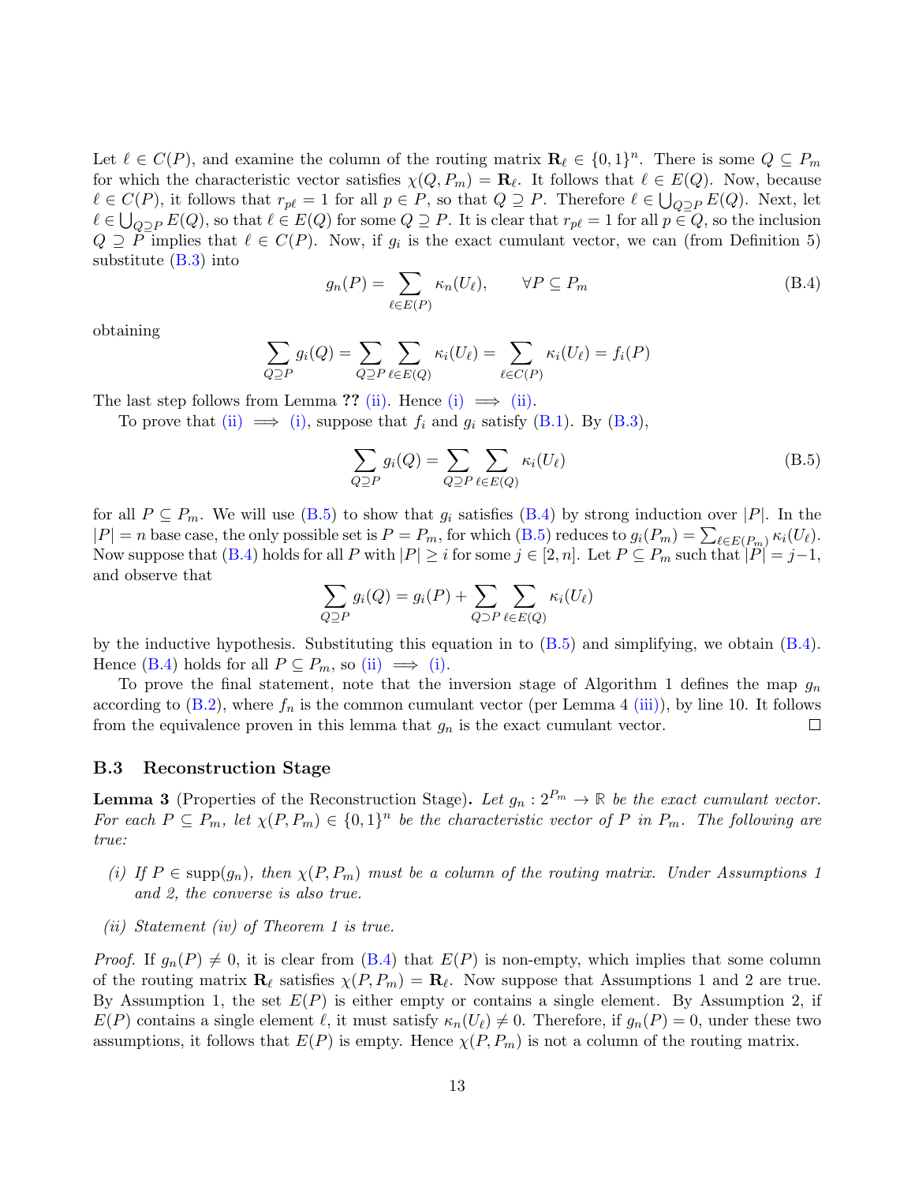Let $\ell \in C(P)$, and examine the column of the routing matrix $\mathbf{R}_\ell \in \{0,1\}^n$. There is some $Q \subseteq P_m$ for which the characteristic vector satisfies $\chi(Q, P_m) = \mathbf{R}_\ell$. It follows that $\ell \in E(Q)$. Now, because $\ell \in C(P)$, it follows that $r_{p\ell} = 1$ for all $p \in P$, so that $Q \supseteq P$. Therefore $\ell \in \bigcup_{Q \supseteq P} E(Q)$. Next, let $\ell \in \bigcup_{Q \supseteq P} E(Q)$, so that $\ell \in E(Q)$ for some $Q \supseteq P$. It is clear that $r_{p\ell} = 1$ for all $p \in Q$, so the inclusion $Q \supseteq P$ implies that $\ell \in C(P)$. Now, if $g_i$ is the exact cumulant vector, we can (from Definition 5) substitute (B.3) into

$$g_n(P) = \sum_{\ell \in E(P)} \kappa_n(U_\ell), \qquad \forall P \subseteq P_m \tag{B.4}$$

obtaining

$$\sum_{Q \supseteq P} g_i(Q) = \sum_{Q \supseteq P} \sum_{\ell \in E(Q)} \kappa_i(U_\ell) = \sum_{\ell \in C(P)} \kappa_i(U_\ell) = f_i(P)$$

The last step follows from Lemma **??** (ii). Hence (i) $\implies$ (ii).

To prove that (ii) $\implies$ (i), suppose that $f_i$ and $g_i$ satisfy (B.1). By (B.3),

$$\sum_{Q \supseteq P} g_i(Q) = \sum_{Q \supseteq P} \sum_{\ell \in E(Q)} \kappa_i(U_\ell) \tag{B.5}$$

for all $P \subseteq P_m$. We will use (B.5) to show that $g_i$ satisfies (B.4) by strong induction over $|P|$. In the $|P| = n$ base case, the only possible set is $P = P_m$, for which (B.5) reduces to $g_i(P_m) = \sum_{\ell \in E(P_m)} \kappa_i(U_\ell)$. Now suppose that (B.4) holds for all $P$ with $|P| \geq i$ for some $j \in [2, n]$. Let $P \subseteq P_m$ such that $|P| = j-1$, and observe that

$$\sum_{Q \supseteq P} g_i(Q) = g_i(P) + \sum_{Q \supset P} \sum_{\ell \in E(Q)} \kappa_i(U_\ell)$$

by the inductive hypothesis. Substituting this equation in to (B.5) and simplifying, we obtain (B.4). Hence (B.4) holds for all $P \subseteq P_m$, so (ii) $\implies$ (i).

To prove the final statement, note that the inversion stage of Algorithm 1 defines the map $g_n$ according to (B.2), where $f_n$ is the common cumulant vector (per Lemma 4 (iii)), by line 10. It follows from the equivalence proven in this lemma that $g_n$ is the exact cumulant vector. ☐

### B.3 Reconstruction Stage

**Lemma 3** (Properties of the Reconstruction Stage)**.** *Let $g_n : 2^{P_m} \to \mathbb{R}$ be the exact cumulant vector. For each $P \subseteq P_m$, let $\chi(P, P_m) \in \{0,1\}^n$ be the characteristic vector of $P$ in $P_m$. The following are true:*

*(i) If $P \in \text{supp}(g_n)$, then $\chi(P, P_m)$ must be a column of the routing matrix. Under Assumptions 1 and 2, the converse is also true.*

*(ii) Statement (iv) of Theorem 1 is true.*

*Proof.* If $g_n(P) \neq 0$, it is clear from (B.4) that $E(P)$ is non-empty, which implies that some column of the routing matrix $\mathbf{R}_\ell$ satisfies $\chi(P, P_m) = \mathbf{R}_\ell$. Now suppose that Assumptions 1 and 2 are true. By Assumption 1, the set $E(P)$ is either empty or contains a single element. By Assumption 2, if $E(P)$ contains a single element $\ell$, it must satisfy $\kappa_n(U_\ell) \neq 0$. Therefore, if $g_n(P) = 0$, under these two assumptions, it follows that $E(P)$ is empty. Hence $\chi(P, P_m)$ is not a column of the routing matrix.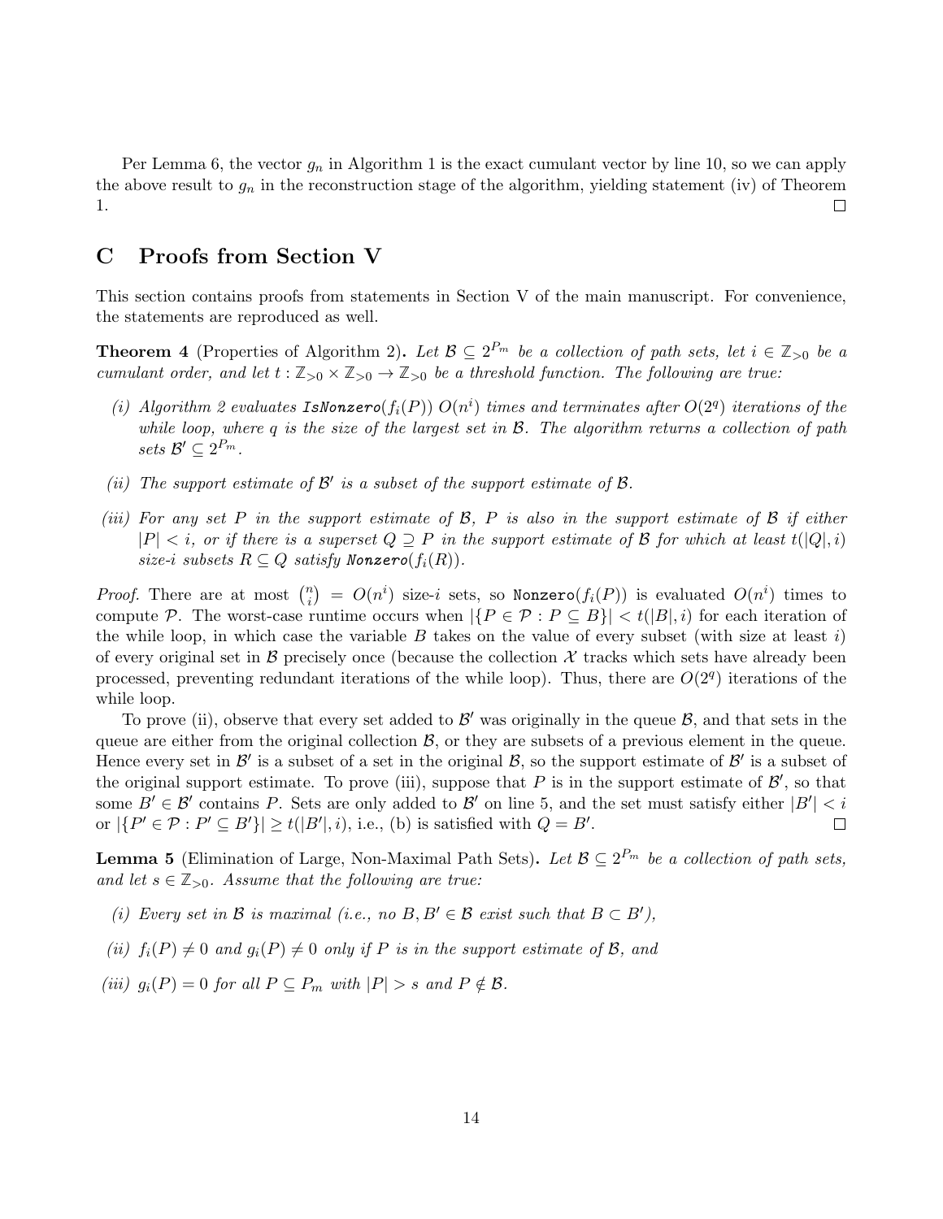Per Lemma 6, the vector $g_n$ in Algorithm 1 is the exact cumulant vector by line 10, so we can apply the above result to $g_n$ in the reconstruction stage of the algorithm, yielding statement (iv) of Theorem 1. $\square$

## C Proofs from Section V

This section contains proofs from statements in Section V of the main manuscript. For convenience, the statements are reproduced as well.

**Theorem 4** (Properties of Algorithm 2)**.** *Let $\mathcal{B} \subseteq 2^{P_m}$ be a collection of path sets, let $i \in \mathbb{Z}_{>0}$ be a cumulant order, and let $t : \mathbb{Z}_{>0} \times \mathbb{Z}_{>0} \to \mathbb{Z}_{>0}$ be a threshold function. The following are true:*

*(i) Algorithm 2 evaluates* `IsNonzero`$(f_i(P))$ *$O(n^i)$ times and terminates after $O(2^q)$ iterations of the while loop, where $q$ is the size of the largest set in $\mathcal{B}$. The algorithm returns a collection of path sets $\mathcal{B}' \subseteq 2^{P_m}$.*

*(ii) The support estimate of $\mathcal{B}'$ is a subset of the support estimate of $\mathcal{B}$.*

*(iii) For any set $P$ in the support estimate of $\mathcal{B}$, $P$ is also in the support estimate of $\mathcal{B}$ if either $|P| < i$, or if there is a superset $Q \supseteq P$ in the support estimate of $\mathcal{B}$ for which at least $t(|Q|, i)$ size-$i$ subsets $R \subseteq Q$ satisfy* `Nonzero`$(f_i(R))$*.*

*Proof.* There are at most $\binom{n}{i} = O(n^i)$ size-$i$ sets, so `Nonzero`$(f_i(P))$ is evaluated $O(n^i)$ times to compute $\mathcal{P}$. The worst-case runtime occurs when $|\{P \in \mathcal{P} : P \subseteq B\}| < t(|B|, i)$ for each iteration of the while loop, in which case the variable $B$ takes on the value of every subset (with size at least $i$) of every original set in $\mathcal{B}$ precisely once (because the collection $\mathcal{X}$ tracks which sets have already been processed, preventing redundant iterations of the while loop). Thus, there are $O(2^q)$ iterations of the while loop.

To prove (ii), observe that every set added to $\mathcal{B}'$ was originally in the queue $\mathcal{B}$, and that sets in the queue are either from the original collection $\mathcal{B}$, or they are subsets of a previous element in the queue. Hence every set in $\mathcal{B}'$ is a subset of a set in the original $\mathcal{B}$, so the support estimate of $\mathcal{B}'$ is a subset of the original support estimate. To prove (iii), suppose that $P$ is in the support estimate of $\mathcal{B}'$, so that some $B' \in \mathcal{B}'$ contains $P$. Sets are only added to $\mathcal{B}'$ on line 5, and the set must satisfy either $|B'| < i$ or $|\{P' \in \mathcal{P} : P' \subseteq B'\}| \geq t(|B'|, i)$, i.e., (b) is satisfied with $Q = B'$. $\square$

**Lemma 5** (Elimination of Large, Non-Maximal Path Sets)**.** *Let $\mathcal{B} \subseteq 2^{P_m}$ be a collection of path sets, and let $s \in \mathbb{Z}_{>0}$. Assume that the following are true:*

*(i) Every set in $\mathcal{B}$ is maximal (i.e., no $B, B' \in \mathcal{B}$ exist such that $B \subset B'$),*

*(ii) $f_i(P) \neq 0$ and $g_i(P) \neq 0$ only if $P$ is in the support estimate of $\mathcal{B}$, and*

*(iii) $g_i(P) = 0$ for all $P \subseteq P_m$ with $|P| > s$ and $P \notin \mathcal{B}$.*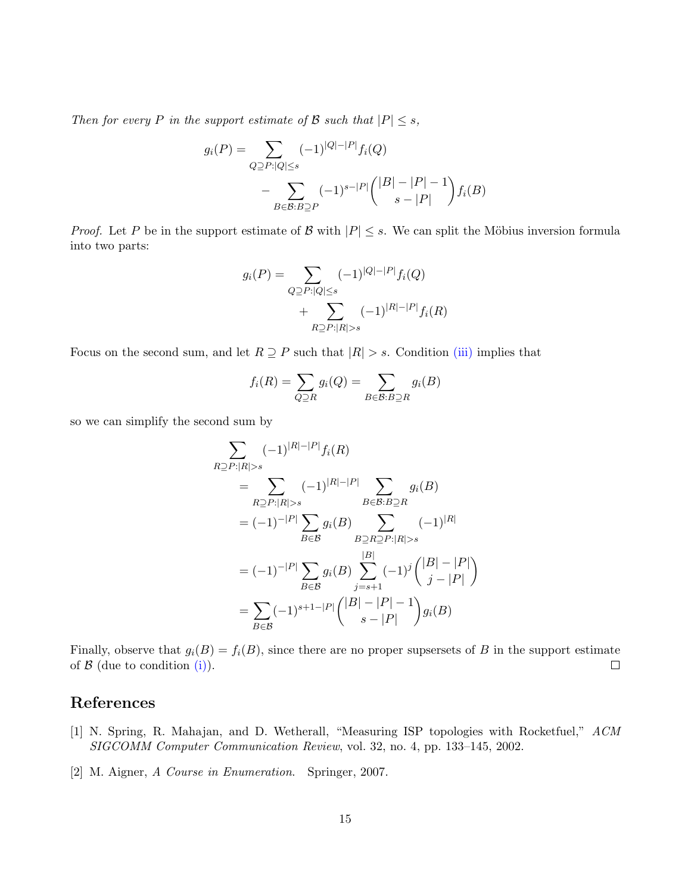*Then for every $P$ in the support estimate of $\mathcal{B}$ such that $|P| \leq s$,*

$$g_i(P) = \sum_{Q \supseteq P : |Q| \leq s} (-1)^{|Q|-|P|} f_i(Q) - \sum_{B \in \mathcal{B} : B \supseteq P} (-1)^{s-|P|} \binom{|B|-|P|-1}{s-|P|} f_i(B)$$

*Proof.* Let $P$ be in the support estimate of $\mathcal{B}$ with $|P| \leq s$. We can split the Möbius inversion formula into two parts:

$$g_i(P) = \sum_{Q \supseteq P : |Q| \leq s} (-1)^{|Q|-|P|} f_i(Q) + \sum_{R \supseteq P : |R| > s} (-1)^{|R|-|P|} f_i(R)$$

Focus on the second sum, and let $R \supseteq P$ such that $|R| > s$. Condition (iii) implies that

$$f_i(R) = \sum_{Q \supseteq R} g_i(Q) = \sum_{B \in \mathcal{B} : B \supseteq R} g_i(B)$$

so we can simplify the second sum by

$$\begin{aligned}
&\sum_{R \supseteq P : |R| > s} (-1)^{|R|-|P|} f_i(R) \\
&\quad = \sum_{R \supseteq P : |R| > s} (-1)^{|R|-|P|} \sum_{B \in \mathcal{B} : B \supseteq R} g_i(B) \\
&\quad = (-1)^{-|P|} \sum_{B \in \mathcal{B}} g_i(B) \sum_{B \supseteq R \supseteq P : |R| > s} (-1)^{|R|} \\
&\quad = (-1)^{-|P|} \sum_{B \in \mathcal{B}} g_i(B) \sum_{j=s+1}^{|B|} (-1)^j \binom{|B|-|P|}{j-|P|} \\
&\quad = \sum_{B \in \mathcal{B}} (-1)^{s+1-|P|} \binom{|B|-|P|-1}{s-|P|} g_i(B)
\end{aligned}$$

Finally, observe that $g_i(B) = f_i(B)$, since there are no proper supersets of $B$ in the support estimate of $\mathcal{B}$ (due to condition (i)). ∎

## References

[1] N. Spring, R. Mahajan, and D. Wetherall, "Measuring ISP topologies with Rocketfuel," *ACM SIGCOMM Computer Communication Review*, vol. 32, no. 4, pp. 133–145, 2002.

[2] M. Aigner, *A Course in Enumeration.* Springer, 2007.